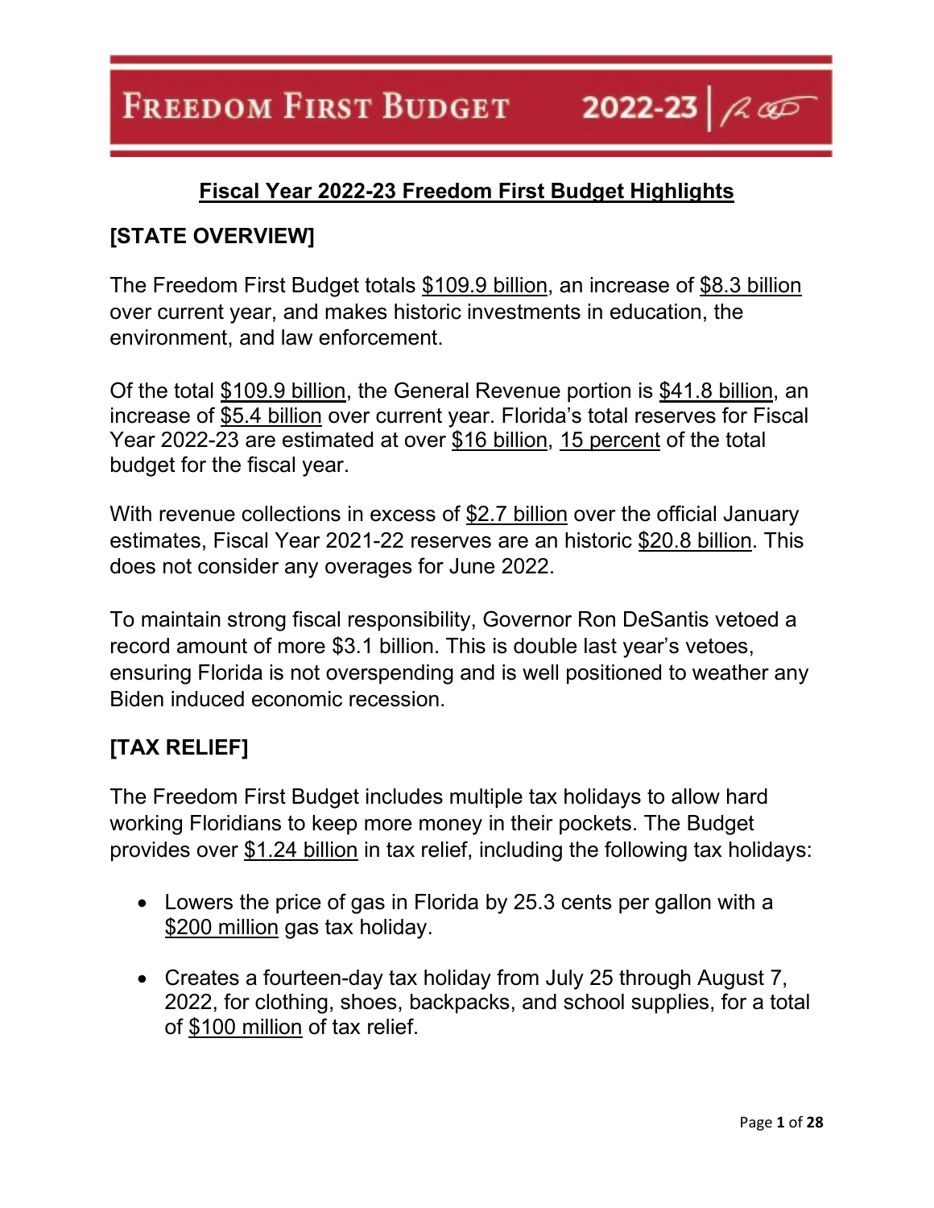# Freedom First Budget 2022-23

## Fiscal Year 2022-23 Freedom First Budget Highlights

### [STATE OVERVIEW]

The Freedom First Budget totals $109.9 billion, an increase of $8.3 billion over current year, and makes historic investments in education, the environment, and law enforcement.

Of the total $109.9 billion, the General Revenue portion is $41.8 billion, an increase of $5.4 billion over current year. Florida's total reserves for Fiscal Year 2022-23 are estimated at over $16 billion, 15 percent of the total budget for the fiscal year.

With revenue collections in excess of $2.7 billion over the official January estimates, Fiscal Year 2021-22 reserves are an historic $20.8 billion. This does not consider any overages for June 2022.

To maintain strong fiscal responsibility, Governor Ron DeSantis vetoed a record amount of more $3.1 billion. This is double last year's vetoes, ensuring Florida is not overspending and is well positioned to weather any Biden induced economic recession.

### [TAX RELIEF]

The Freedom First Budget includes multiple tax holidays to allow hard working Floridians to keep more money in their pockets. The Budget provides over $1.24 billion in tax relief, including the following tax holidays:

- Lowers the price of gas in Florida by 25.3 cents per gallon with a $200 million gas tax holiday.
- Creates a fourteen-day tax holiday from July 25 through August 7, 2022, for clothing, shoes, backpacks, and school supplies, for a total of $100 million of tax relief.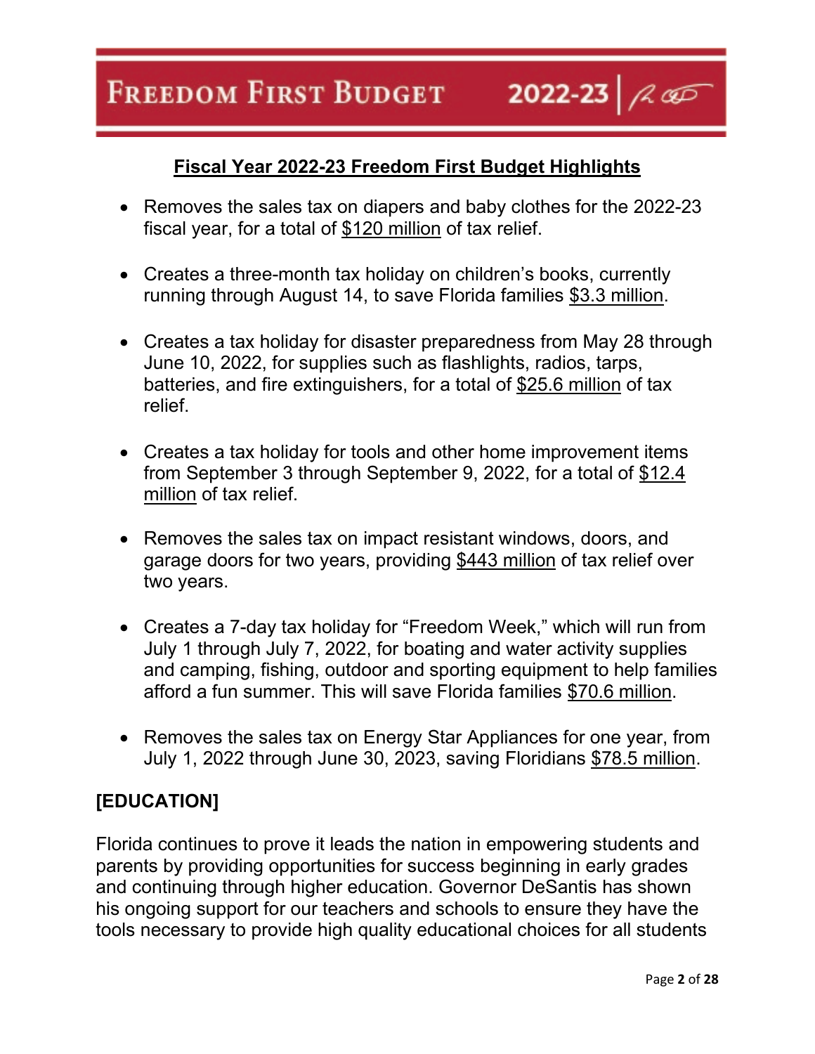## Fiscal Year 2022-23 Freedom First Budget Highlights

- Removes the sales tax on diapers and baby clothes for the 2022-23 fiscal year, for a total of $120 million of tax relief.
- Creates a three-month tax holiday on children's books, currently running through August 14, to save Florida families $3.3 million.
- Creates a tax holiday for disaster preparedness from May 28 through June 10, 2022, for supplies such as flashlights, radios, tarps, batteries, and fire extinguishers, for a total of $25.6 million of tax relief.
- Creates a tax holiday for tools and other home improvement items from September 3 through September 9, 2022, for a total of $12.4 million of tax relief.
- Removes the sales tax on impact resistant windows, doors, and garage doors for two years, providing $443 million of tax relief over two years.
- Creates a 7-day tax holiday for "Freedom Week," which will run from July 1 through July 7, 2022, for boating and water activity supplies and camping, fishing, outdoor and sporting equipment to help families afford a fun summer. This will save Florida families $70.6 million.
- Removes the sales tax on Energy Star Appliances for one year, from July 1, 2022 through June 30, 2023, saving Floridians $78.5 million.

## [EDUCATION]

Florida continues to prove it leads the nation in empowering students and parents by providing opportunities for success beginning in early grades and continuing through higher education. Governor DeSantis has shown his ongoing support for our teachers and schools to ensure they have the tools necessary to provide high quality educational choices for all students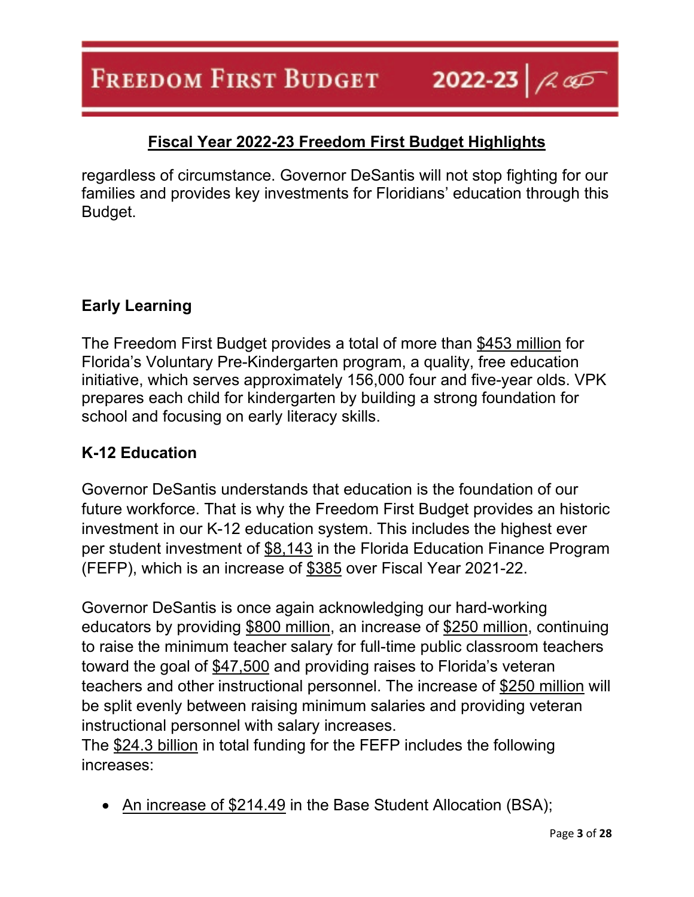regardless of circumstance. Governor DeSantis will not stop fighting for our families and provides key investments for Floridians' education through this Budget.

### Early Learning

The Freedom First Budget provides a total of more than $453 million for Florida's Voluntary Pre-Kindergarten program, a quality, free education initiative, which serves approximately 156,000 four and five-year olds. VPK prepares each child for kindergarten by building a strong foundation for school and focusing on early literacy skills.

### K-12 Education

Governor DeSantis understands that education is the foundation of our future workforce. That is why the Freedom First Budget provides an historic investment in our K-12 education system. This includes the highest ever per student investment of $8,143 in the Florida Education Finance Program (FEFP), which is an increase of $385 over Fiscal Year 2021-22.

Governor DeSantis is once again acknowledging our hard-working educators by providing $800 million, an increase of $250 million, continuing to raise the minimum teacher salary for full-time public classroom teachers toward the goal of $47,500 and providing raises to Florida's veteran teachers and other instructional personnel. The increase of $250 million will be split evenly between raising minimum salaries and providing veteran instructional personnel with salary increases.

The $24.3 billion in total funding for the FEFP includes the following increases:

- An increase of $214.49 in the Base Student Allocation (BSA);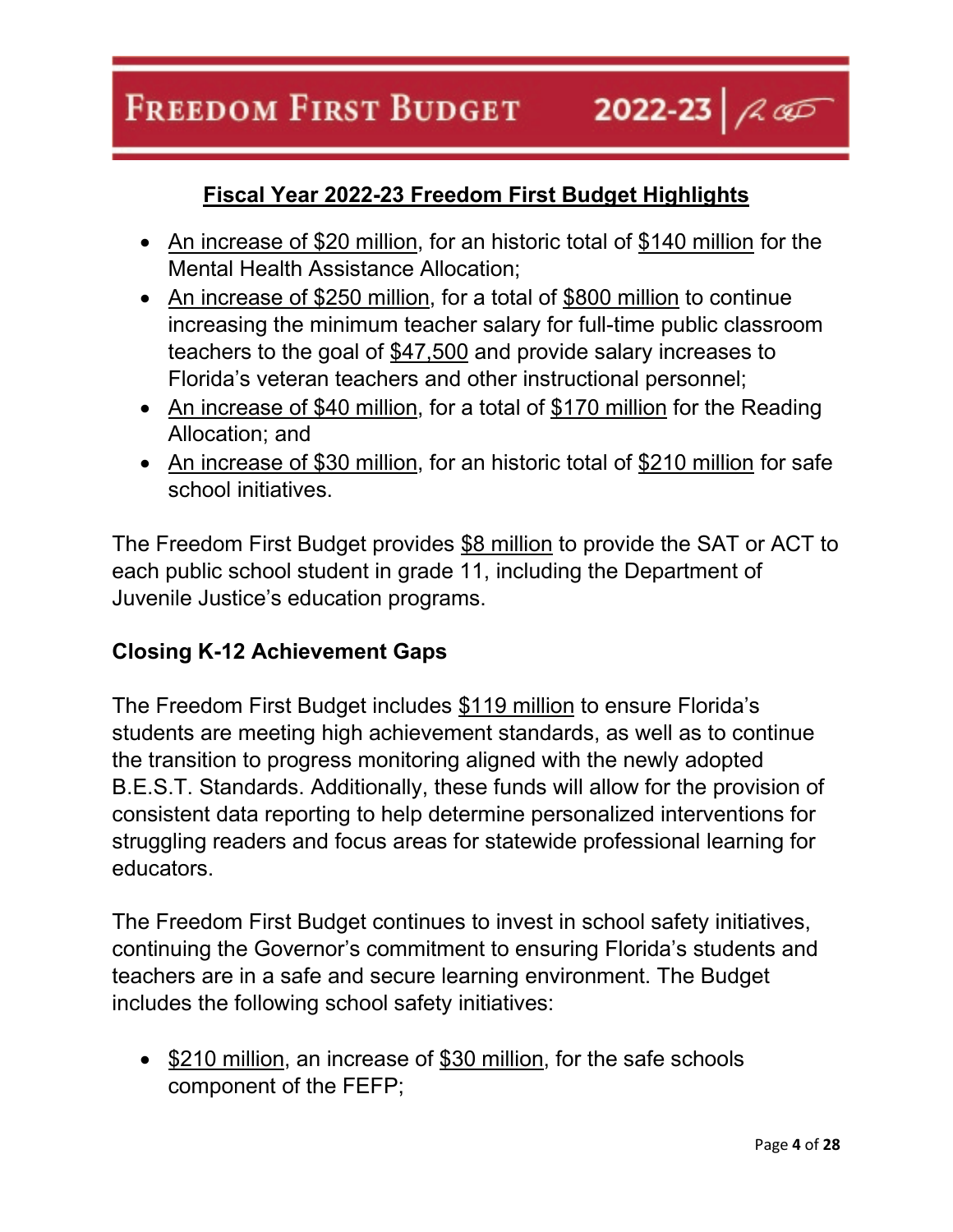## Fiscal Year 2022-23 Freedom First Budget Highlights

- An increase of $20 million, for an historic total of $140 million for the Mental Health Assistance Allocation;
- An increase of $250 million, for a total of $800 million to continue increasing the minimum teacher salary for full-time public classroom teachers to the goal of $47,500 and provide salary increases to Florida's veteran teachers and other instructional personnel;
- An increase of $40 million, for a total of $170 million for the Reading Allocation; and
- An increase of $30 million, for an historic total of $210 million for safe school initiatives.

The Freedom First Budget provides $8 million to provide the SAT or ACT to each public school student in grade 11, including the Department of Juvenile Justice's education programs.

### Closing K-12 Achievement Gaps

The Freedom First Budget includes $119 million to ensure Florida's students are meeting high achievement standards, as well as to continue the transition to progress monitoring aligned with the newly adopted B.E.S.T. Standards. Additionally, these funds will allow for the provision of consistent data reporting to help determine personalized interventions for struggling readers and focus areas for statewide professional learning for educators.

The Freedom First Budget continues to invest in school safety initiatives, continuing the Governor's commitment to ensuring Florida's students and teachers are in a safe and secure learning environment. The Budget includes the following school safety initiatives:

- $210 million, an increase of $30 million, for the safe schools component of the FEFP;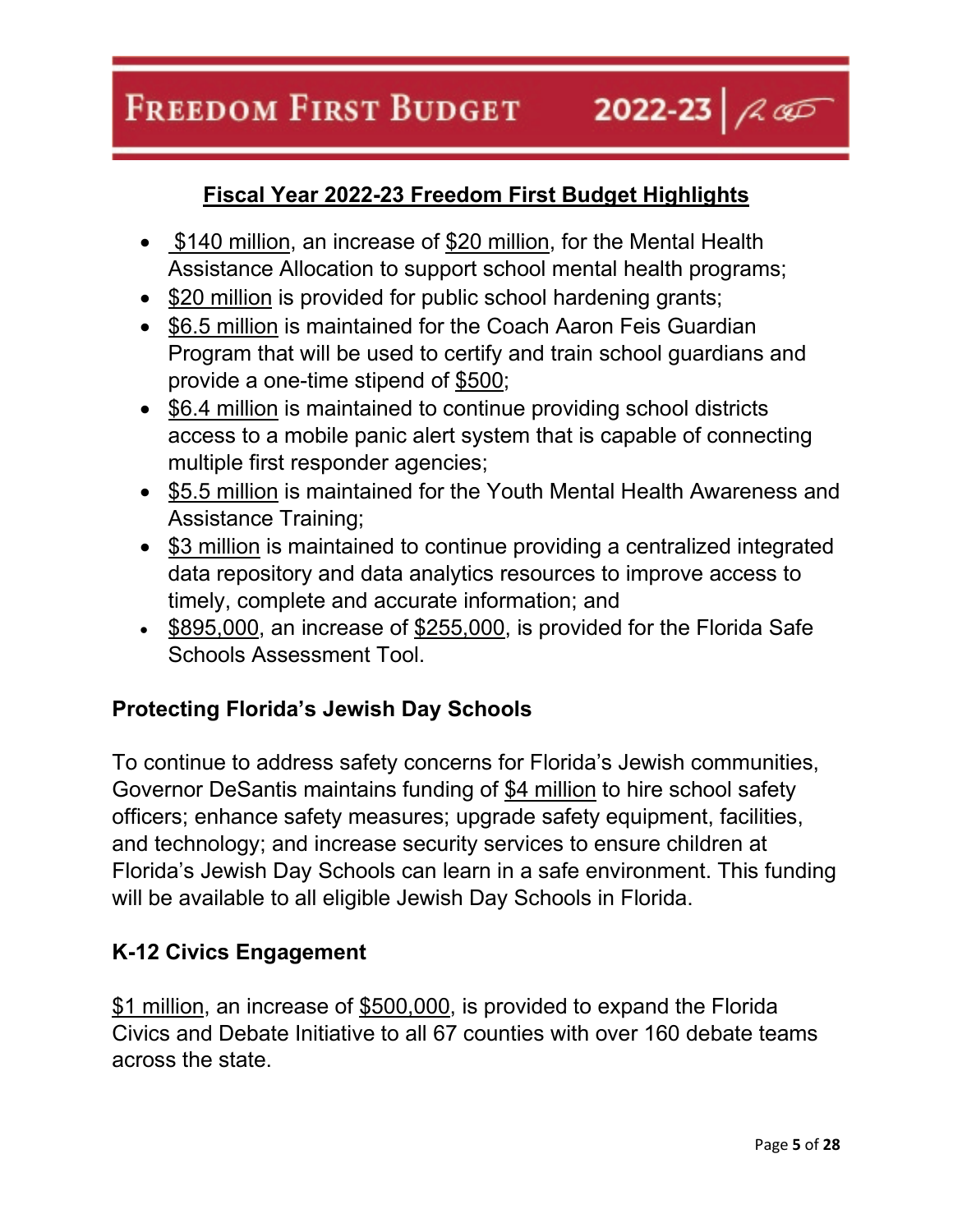## Fiscal Year 2022-23 Freedom First Budget Highlights

- $140 million, an increase of $20 million, for the Mental Health Assistance Allocation to support school mental health programs;
- $20 million is provided for public school hardening grants;
- $6.5 million is maintained for the Coach Aaron Feis Guardian Program that will be used to certify and train school guardians and provide a one-time stipend of $500;
- $6.4 million is maintained to continue providing school districts access to a mobile panic alert system that is capable of connecting multiple first responder agencies;
- $5.5 million is maintained for the Youth Mental Health Awareness and Assistance Training;
- $3 million is maintained to continue providing a centralized integrated data repository and data analytics resources to improve access to timely, complete and accurate information; and
- $895,000, an increase of $255,000, is provided for the Florida Safe Schools Assessment Tool.

### Protecting Florida's Jewish Day Schools

To continue to address safety concerns for Florida's Jewish communities, Governor DeSantis maintains funding of $4 million to hire school safety officers; enhance safety measures; upgrade safety equipment, facilities, and technology; and increase security services to ensure children at Florida's Jewish Day Schools can learn in a safe environment. This funding will be available to all eligible Jewish Day Schools in Florida.

### K-12 Civics Engagement

$1 million, an increase of $500,000, is provided to expand the Florida Civics and Debate Initiative to all 67 counties with over 160 debate teams across the state.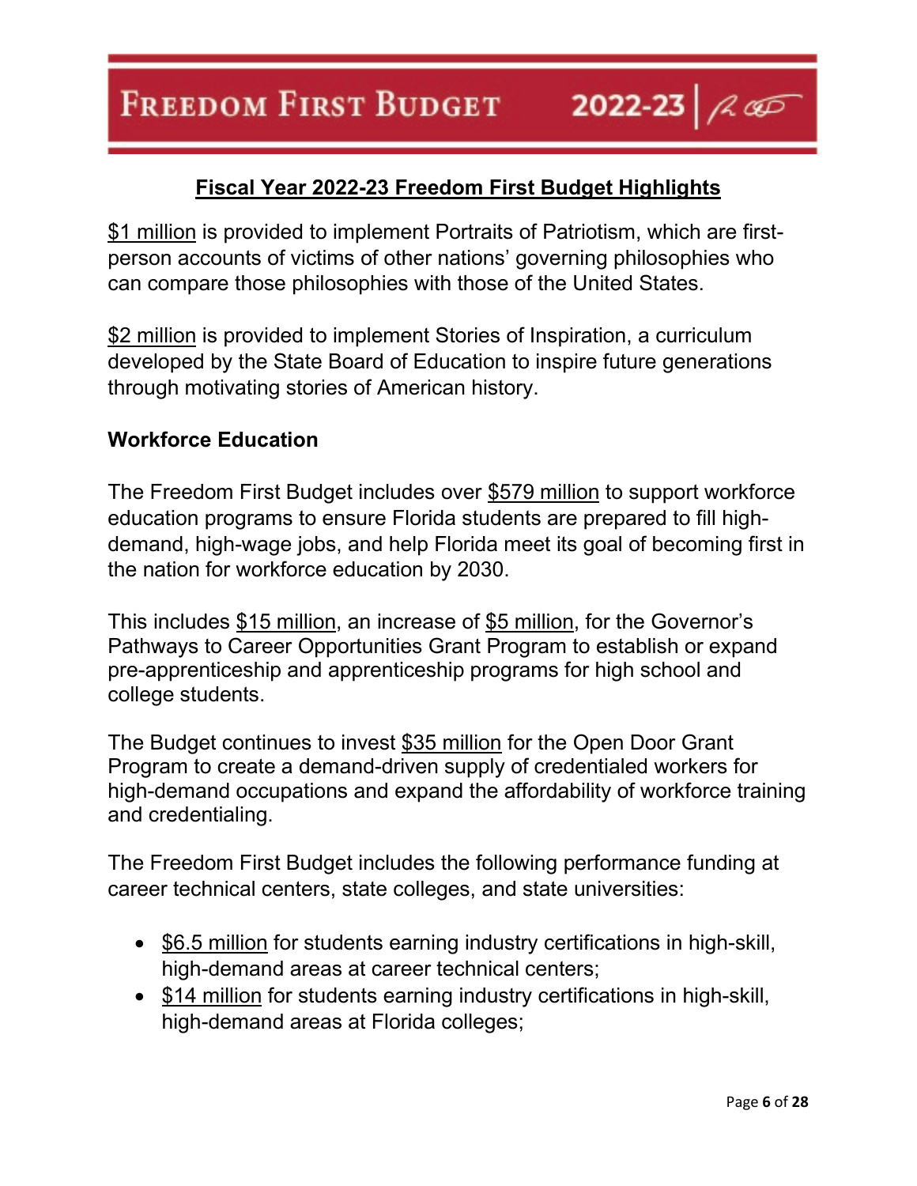## Fiscal Year 2022-23 Freedom First Budget Highlights

$1 million is provided to implement Portraits of Patriotism, which are first-person accounts of victims of other nations' governing philosophies who can compare those philosophies with those of the United States.

$2 million is provided to implement Stories of Inspiration, a curriculum developed by the State Board of Education to inspire future generations through motivating stories of American history.

### Workforce Education

The Freedom First Budget includes over $579 million to support workforce education programs to ensure Florida students are prepared to fill high-demand, high-wage jobs, and help Florida meet its goal of becoming first in the nation for workforce education by 2030.

This includes $15 million, an increase of $5 million, for the Governor's Pathways to Career Opportunities Grant Program to establish or expand pre-apprenticeship and apprenticeship programs for high school and college students.

The Budget continues to invest $35 million for the Open Door Grant Program to create a demand-driven supply of credentialed workers for high-demand occupations and expand the affordability of workforce training and credentialing.

The Freedom First Budget includes the following performance funding at career technical centers, state colleges, and state universities:

- $6.5 million for students earning industry certifications in high-skill, high-demand areas at career technical centers;
- $14 million for students earning industry certifications in high-skill, high-demand areas at Florida colleges;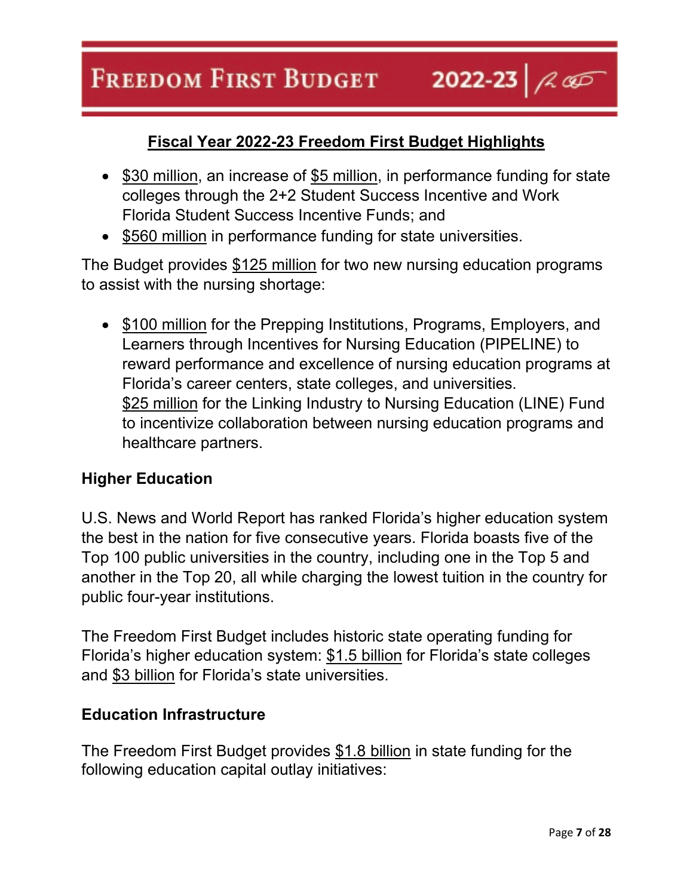## Fiscal Year 2022-23 Freedom First Budget Highlights

- $30 million, an increase of $5 million, in performance funding for state colleges through the 2+2 Student Success Incentive and Work Florida Student Success Incentive Funds; and
- $560 million in performance funding for state universities.

The Budget provides $125 million for two new nursing education programs to assist with the nursing shortage:

- $100 million for the Prepping Institutions, Programs, Employers, and Learners through Incentives for Nursing Education (PIPELINE) to reward performance and excellence of nursing education programs at Florida's career centers, state colleges, and universities.
  $25 million for the Linking Industry to Nursing Education (LINE) Fund to incentivize collaboration between nursing education programs and healthcare partners.

### Higher Education

U.S. News and World Report has ranked Florida's higher education system the best in the nation for five consecutive years. Florida boasts five of the Top 100 public universities in the country, including one in the Top 5 and another in the Top 20, all while charging the lowest tuition in the country for public four-year institutions.

The Freedom First Budget includes historic state operating funding for Florida's higher education system: $1.5 billion for Florida's state colleges and $3 billion for Florida's state universities.

### Education Infrastructure

The Freedom First Budget provides $1.8 billion in state funding for the following education capital outlay initiatives: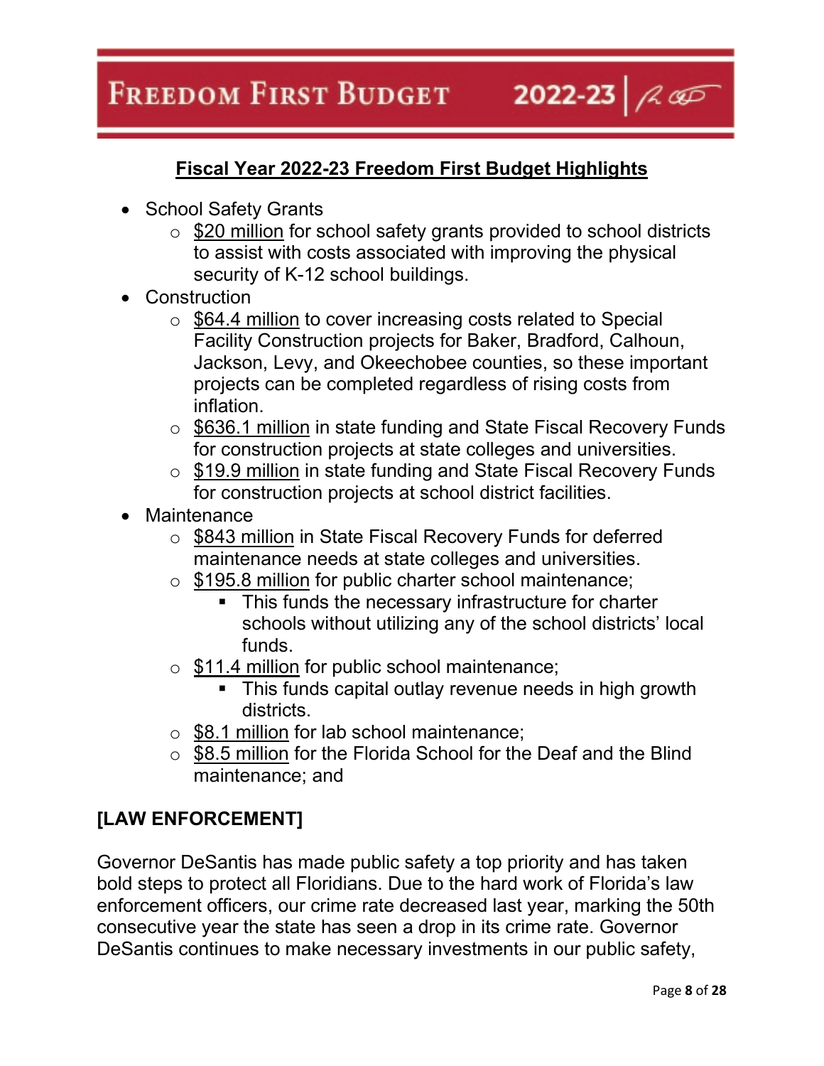## Fiscal Year 2022-23 Freedom First Budget Highlights

- School Safety Grants
  - $20 million for school safety grants provided to school districts to assist with costs associated with improving the physical security of K-12 school buildings.
- Construction
  - $64.4 million to cover increasing costs related to Special Facility Construction projects for Baker, Bradford, Calhoun, Jackson, Levy, and Okeechobee counties, so these important projects can be completed regardless of rising costs from inflation.
  - $636.1 million in state funding and State Fiscal Recovery Funds for construction projects at state colleges and universities.
  - $19.9 million in state funding and State Fiscal Recovery Funds for construction projects at school district facilities.
- Maintenance
  - $843 million in State Fiscal Recovery Funds for deferred maintenance needs at state colleges and universities.
  - $195.8 million for public charter school maintenance;
    - This funds the necessary infrastructure for charter schools without utilizing any of the school districts' local funds.
  - $11.4 million for public school maintenance;
    - This funds capital outlay revenue needs in high growth districts.
  - $8.1 million for lab school maintenance;
  - $8.5 million for the Florida School for the Deaf and the Blind maintenance; and

**[LAW ENFORCEMENT]**

Governor DeSantis has made public safety a top priority and has taken bold steps to protect all Floridians. Due to the hard work of Florida's law enforcement officers, our crime rate decreased last year, marking the 50th consecutive year the state has seen a drop in its crime rate. Governor DeSantis continues to make necessary investments in our public safety,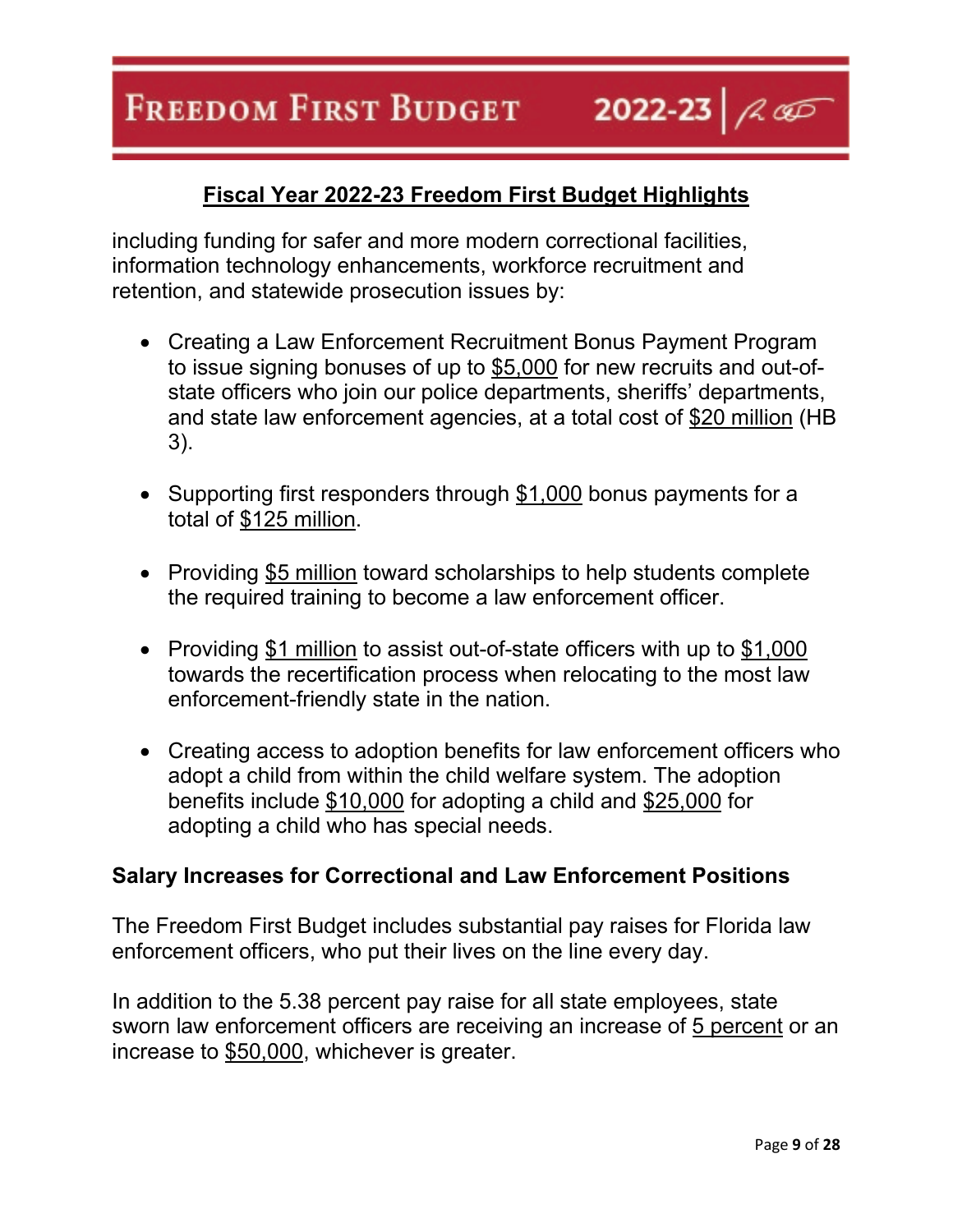## Fiscal Year 2022-23 Freedom First Budget Highlights

including funding for safer and more modern correctional facilities, information technology enhancements, workforce recruitment and retention, and statewide prosecution issues by:

- Creating a Law Enforcement Recruitment Bonus Payment Program to issue signing bonuses of up to $5,000 for new recruits and out-of-state officers who join our police departments, sheriffs' departments, and state law enforcement agencies, at a total cost of $20 million (HB 3).
- Supporting first responders through $1,000 bonus payments for a total of $125 million.
- Providing $5 million toward scholarships to help students complete the required training to become a law enforcement officer.
- Providing $1 million to assist out-of-state officers with up to $1,000 towards the recertification process when relocating to the most law enforcement-friendly state in the nation.
- Creating access to adoption benefits for law enforcement officers who adopt a child from within the child welfare system. The adoption benefits include $10,000 for adopting a child and $25,000 for adopting a child who has special needs.

**Salary Increases for Correctional and Law Enforcement Positions**

The Freedom First Budget includes substantial pay raises for Florida law enforcement officers, who put their lives on the line every day.

In addition to the 5.38 percent pay raise for all state employees, state sworn law enforcement officers are receiving an increase of 5 percent or an increase to $50,000, whichever is greater.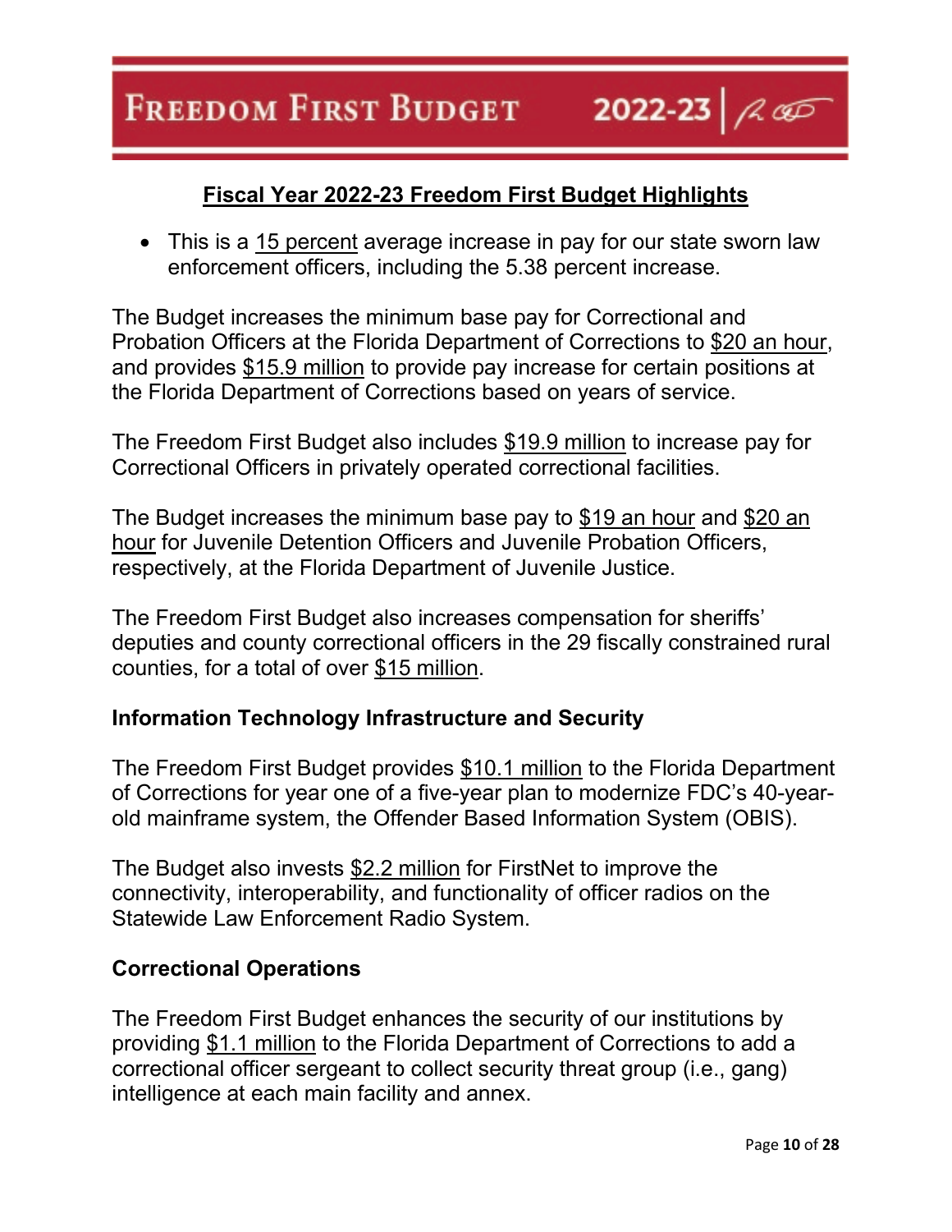## Fiscal Year 2022-23 Freedom First Budget Highlights

- This is a 15 percent average increase in pay for our state sworn law enforcement officers, including the 5.38 percent increase.

The Budget increases the minimum base pay for Correctional and Probation Officers at the Florida Department of Corrections to $20 an hour, and provides $15.9 million to provide pay increase for certain positions at the Florida Department of Corrections based on years of service.

The Freedom First Budget also includes $19.9 million to increase pay for Correctional Officers in privately operated correctional facilities.

The Budget increases the minimum base pay to $19 an hour and $20 an hour for Juvenile Detention Officers and Juvenile Probation Officers, respectively, at the Florida Department of Juvenile Justice.

The Freedom First Budget also increases compensation for sheriffs' deputies and county correctional officers in the 29 fiscally constrained rural counties, for a total of over $15 million.

### Information Technology Infrastructure and Security

The Freedom First Budget provides $10.1 million to the Florida Department of Corrections for year one of a five-year plan to modernize FDC's 40-year-old mainframe system, the Offender Based Information System (OBIS).

The Budget also invests $2.2 million for FirstNet to improve the connectivity, interoperability, and functionality of officer radios on the Statewide Law Enforcement Radio System.

### Correctional Operations

The Freedom First Budget enhances the security of our institutions by providing $1.1 million to the Florida Department of Corrections to add a correctional officer sergeant to collect security threat group (i.e., gang) intelligence at each main facility and annex.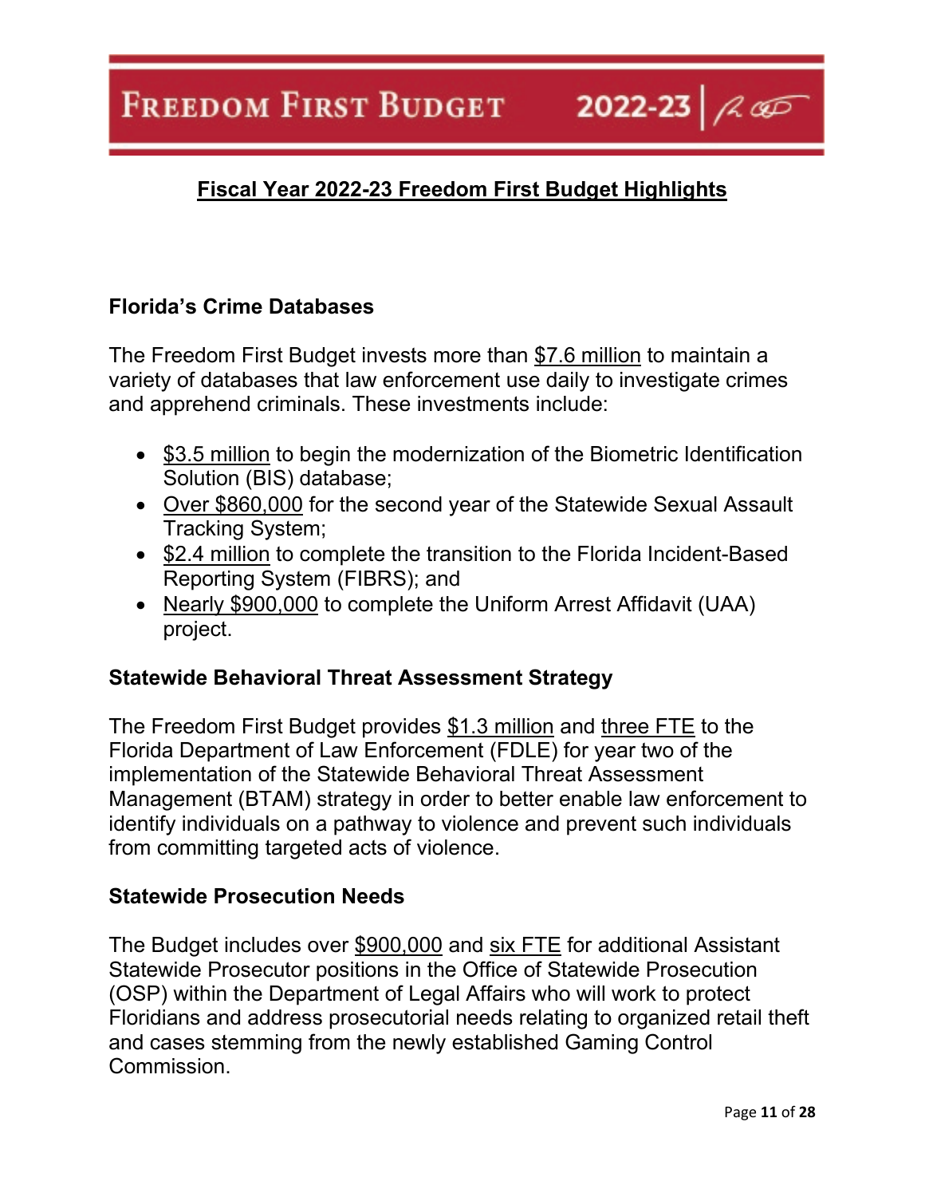## Fiscal Year 2022-23 Freedom First Budget Highlights

### Florida's Crime Databases

The Freedom First Budget invests more than $7.6 million to maintain a variety of databases that law enforcement use daily to investigate crimes and apprehend criminals. These investments include:

- $3.5 million to begin the modernization of the Biometric Identification Solution (BIS) database;
- Over $860,000 for the second year of the Statewide Sexual Assault Tracking System;
- $2.4 million to complete the transition to the Florida Incident-Based Reporting System (FIBRS); and
- Nearly $900,000 to complete the Uniform Arrest Affidavit (UAA) project.

### Statewide Behavioral Threat Assessment Strategy

The Freedom First Budget provides $1.3 million and three FTE to the Florida Department of Law Enforcement (FDLE) for year two of the implementation of the Statewide Behavioral Threat Assessment Management (BTAM) strategy in order to better enable law enforcement to identify individuals on a pathway to violence and prevent such individuals from committing targeted acts of violence.

### Statewide Prosecution Needs

The Budget includes over $900,000 and six FTE for additional Assistant Statewide Prosecutor positions in the Office of Statewide Prosecution (OSP) within the Department of Legal Affairs who will work to protect Floridians and address prosecutorial needs relating to organized retail theft and cases stemming from the newly established Gaming Control Commission.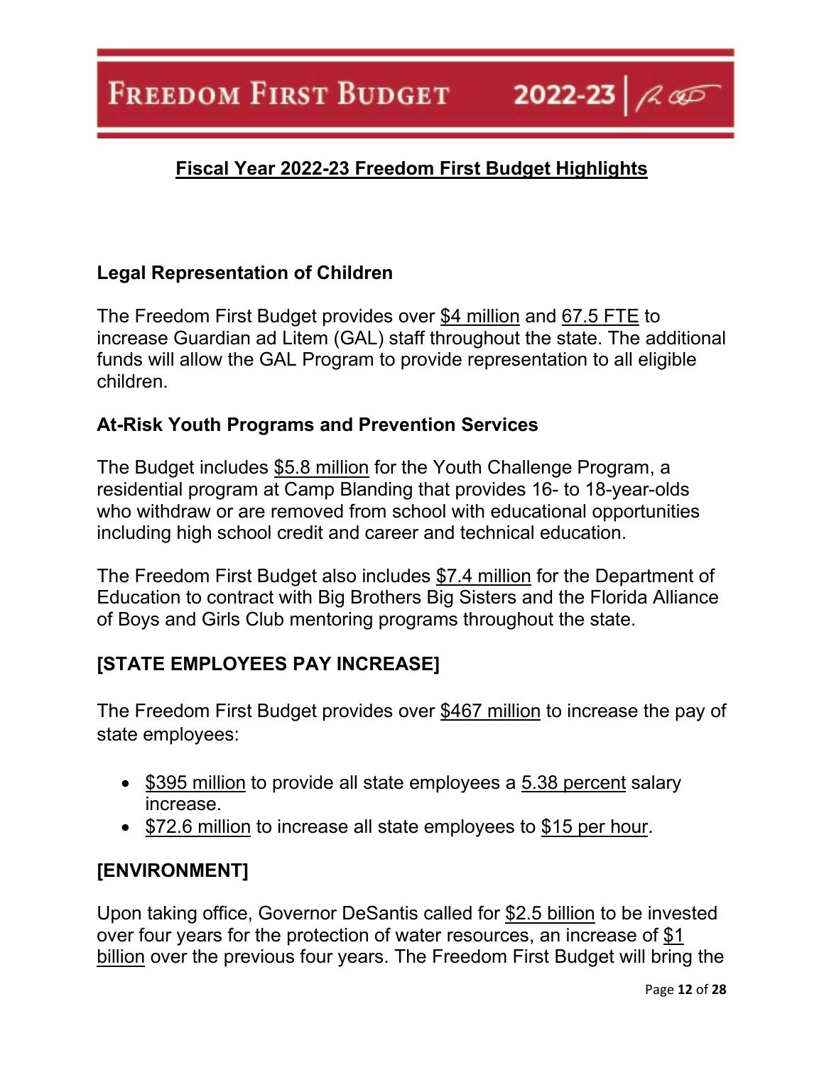## Fiscal Year 2022-23 Freedom First Budget Highlights

### Legal Representation of Children

The Freedom First Budget provides over $4 million and 67.5 FTE to increase Guardian ad Litem (GAL) staff throughout the state. The additional funds will allow the GAL Program to provide representation to all eligible children.

### At-Risk Youth Programs and Prevention Services

The Budget includes $5.8 million for the Youth Challenge Program, a residential program at Camp Blanding that provides 16- to 18-year-olds who withdraw or are removed from school with educational opportunities including high school credit and career and technical education.

The Freedom First Budget also includes $7.4 million for the Department of Education to contract with Big Brothers Big Sisters and the Florida Alliance of Boys and Girls Club mentoring programs throughout the state.

## [STATE EMPLOYEES PAY INCREASE]

The Freedom First Budget provides over $467 million to increase the pay of state employees:

- $395 million to provide all state employees a 5.38 percent salary increase.
- $72.6 million to increase all state employees to $15 per hour.

## [ENVIRONMENT]

Upon taking office, Governor DeSantis called for $2.5 billion to be invested over four years for the protection of water resources, an increase of $1 billion over the previous four years. The Freedom First Budget will bring the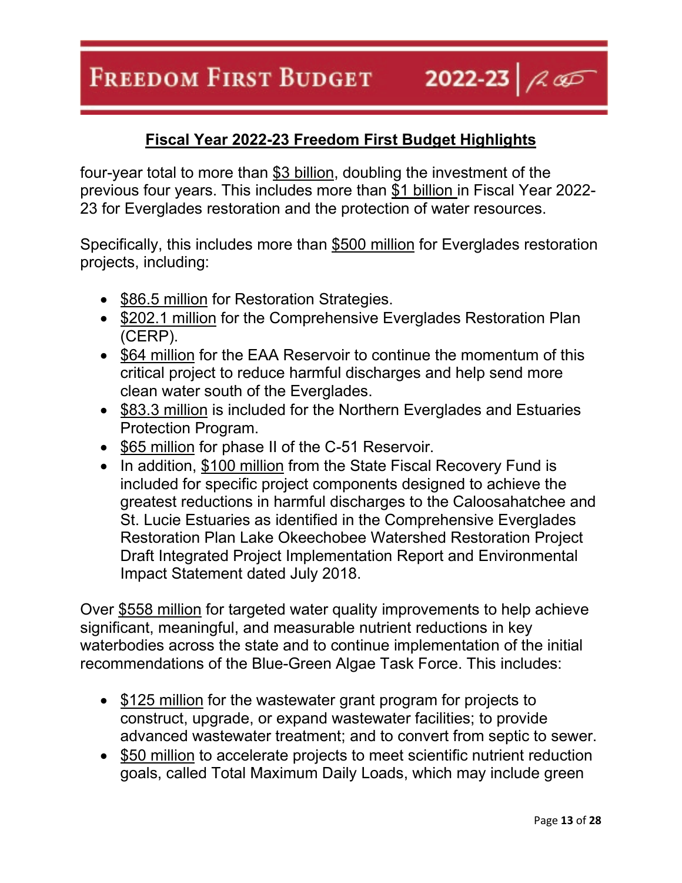## Fiscal Year 2022-23 Freedom First Budget Highlights

four-year total to more than $3 billion, doubling the investment of the previous four years. This includes more than $1 billion in Fiscal Year 2022-23 for Everglades restoration and the protection of water resources.

Specifically, this includes more than $500 million for Everglades restoration projects, including:

- $86.5 million for Restoration Strategies.
- $202.1 million for the Comprehensive Everglades Restoration Plan (CERP).
- $64 million for the EAA Reservoir to continue the momentum of this critical project to reduce harmful discharges and help send more clean water south of the Everglades.
- $83.3 million is included for the Northern Everglades and Estuaries Protection Program.
- $65 million for phase II of the C-51 Reservoir.
- In addition, $100 million from the State Fiscal Recovery Fund is included for specific project components designed to achieve the greatest reductions in harmful discharges to the Caloosahatchee and St. Lucie Estuaries as identified in the Comprehensive Everglades Restoration Plan Lake Okeechobee Watershed Restoration Project Draft Integrated Project Implementation Report and Environmental Impact Statement dated July 2018.

Over $558 million for targeted water quality improvements to help achieve significant, meaningful, and measurable nutrient reductions in key waterbodies across the state and to continue implementation of the initial recommendations of the Blue-Green Algae Task Force. This includes:

- $125 million for the wastewater grant program for projects to construct, upgrade, or expand wastewater facilities; to provide advanced wastewater treatment; and to convert from septic to sewer.
- $50 million to accelerate projects to meet scientific nutrient reduction goals, called Total Maximum Daily Loads, which may include green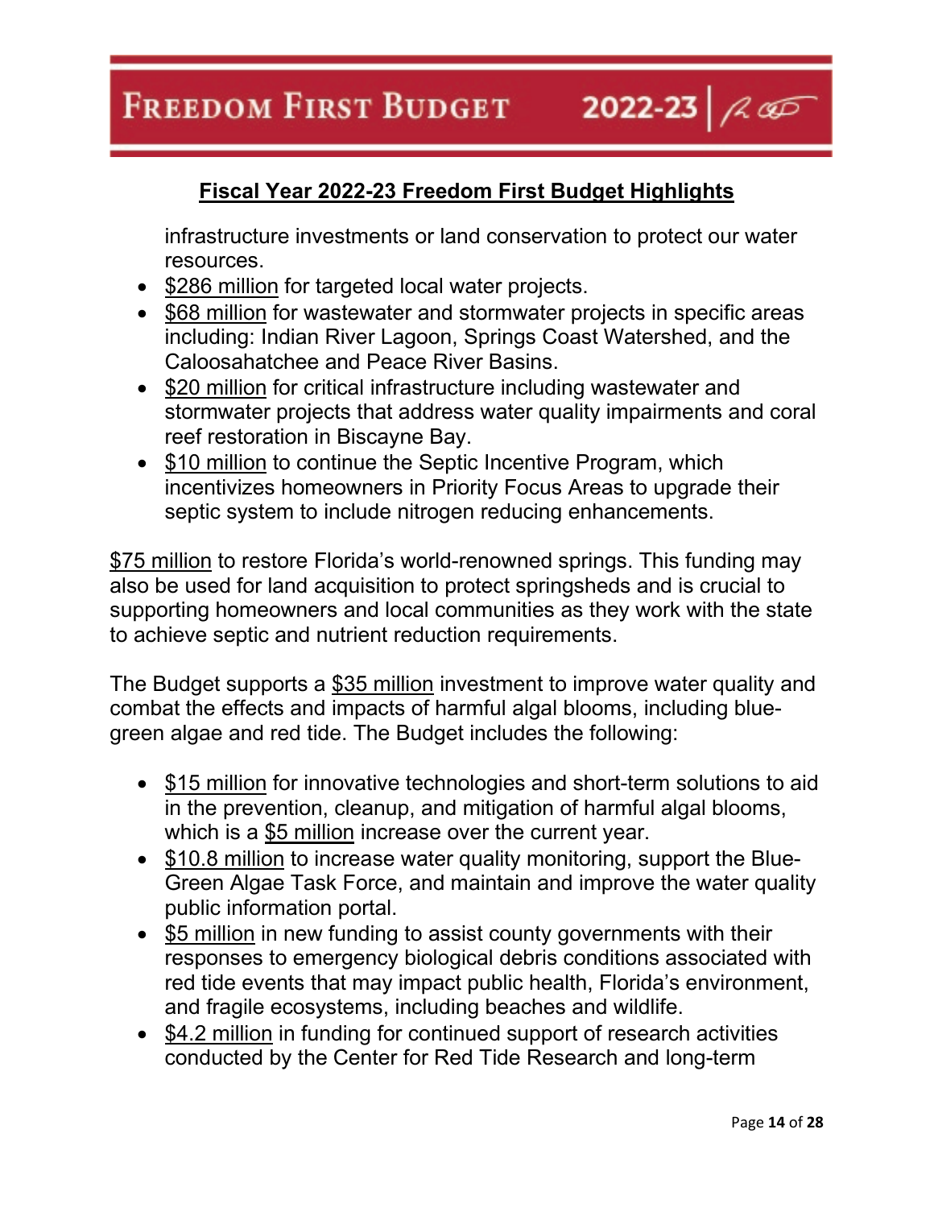## Fiscal Year 2022-23 Freedom First Budget Highlights

infrastructure investments or land conservation to protect our water resources.

- $286 million for targeted local water projects.
- $68 million for wastewater and stormwater projects in specific areas including: Indian River Lagoon, Springs Coast Watershed, and the Caloosahatchee and Peace River Basins.
- $20 million for critical infrastructure including wastewater and stormwater projects that address water quality impairments and coral reef restoration in Biscayne Bay.
- $10 million to continue the Septic Incentive Program, which incentivizes homeowners in Priority Focus Areas to upgrade their septic system to include nitrogen reducing enhancements.

$75 million to restore Florida's world-renowned springs. This funding may also be used for land acquisition to protect springsheds and is crucial to supporting homeowners and local communities as they work with the state to achieve septic and nutrient reduction requirements.

The Budget supports a $35 million investment to improve water quality and combat the effects and impacts of harmful algal blooms, including blue-green algae and red tide. The Budget includes the following:

- $15 million for innovative technologies and short-term solutions to aid in the prevention, cleanup, and mitigation of harmful algal blooms, which is a $5 million increase over the current year.
- $10.8 million to increase water quality monitoring, support the Blue-Green Algae Task Force, and maintain and improve the water quality public information portal.
- $5 million in new funding to assist county governments with their responses to emergency biological debris conditions associated with red tide events that may impact public health, Florida's environment, and fragile ecosystems, including beaches and wildlife.
- $4.2 million in funding for continued support of research activities conducted by the Center for Red Tide Research and long-term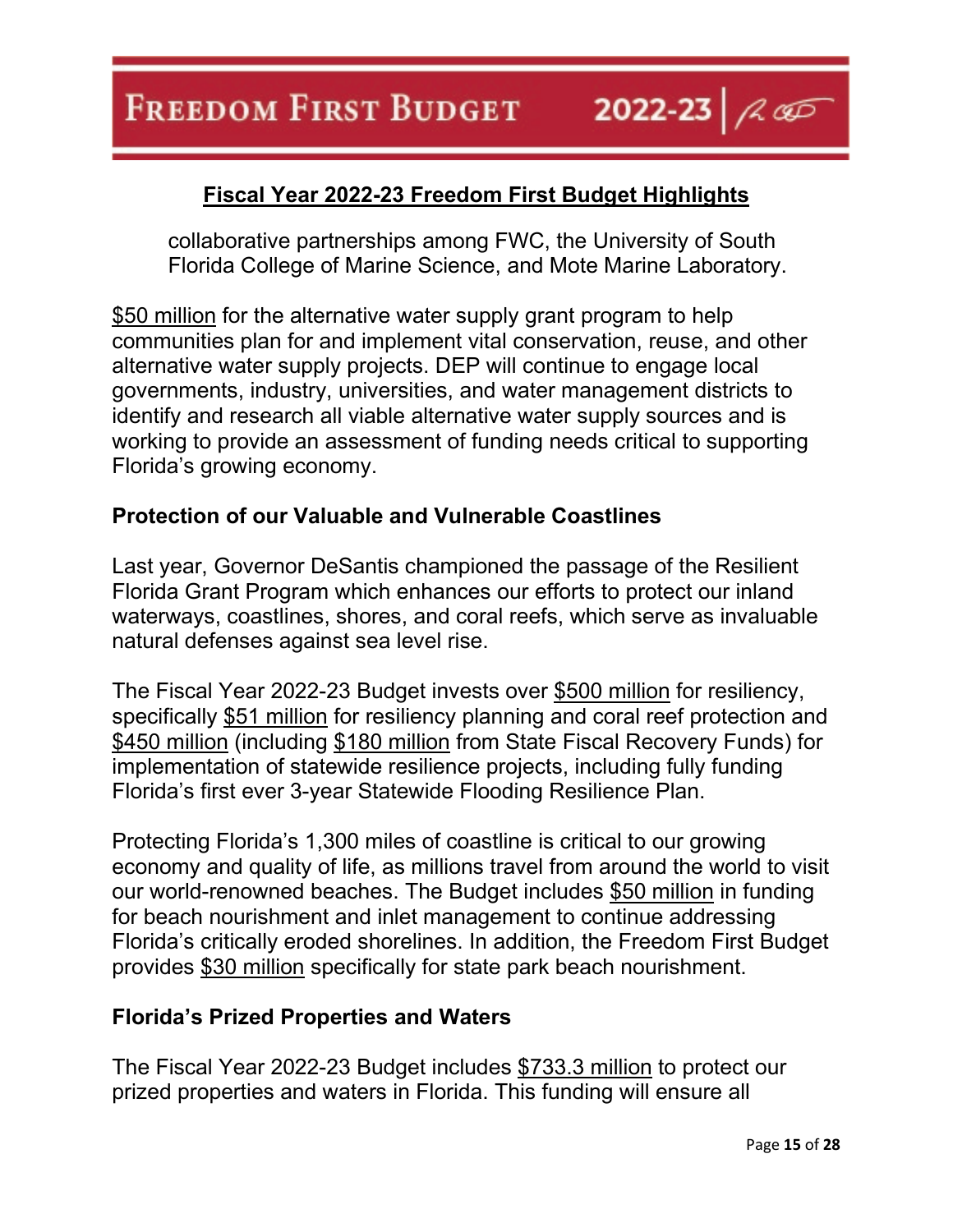collaborative partnerships among FWC, the University of South Florida College of Marine Science, and Mote Marine Laboratory.

$50 million for the alternative water supply grant program to help communities plan for and implement vital conservation, reuse, and other alternative water supply projects. DEP will continue to engage local governments, industry, universities, and water management districts to identify and research all viable alternative water supply sources and is working to provide an assessment of funding needs critical to supporting Florida's growing economy.

### Protection of our Valuable and Vulnerable Coastlines

Last year, Governor DeSantis championed the passage of the Resilient Florida Grant Program which enhances our efforts to protect our inland waterways, coastlines, shores, and coral reefs, which serve as invaluable natural defenses against sea level rise.

The Fiscal Year 2022-23 Budget invests over $500 million for resiliency, specifically $51 million for resiliency planning and coral reef protection and $450 million (including $180 million from State Fiscal Recovery Funds) for implementation of statewide resilience projects, including fully funding Florida's first ever 3-year Statewide Flooding Resilience Plan.

Protecting Florida's 1,300 miles of coastline is critical to our growing economy and quality of life, as millions travel from around the world to visit our world-renowned beaches. The Budget includes $50 million in funding for beach nourishment and inlet management to continue addressing Florida's critically eroded shorelines. In addition, the Freedom First Budget provides $30 million specifically for state park beach nourishment.

### Florida's Prized Properties and Waters

The Fiscal Year 2022-23 Budget includes $733.3 million to protect our prized properties and waters in Florida. This funding will ensure all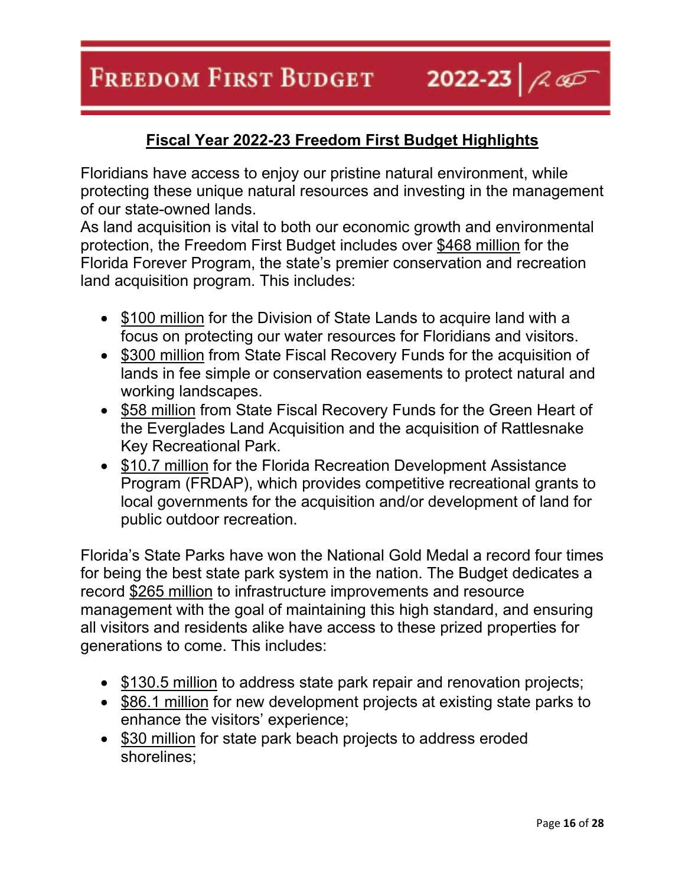## Fiscal Year 2022-23 Freedom First Budget Highlights

Floridians have access to enjoy our pristine natural environment, while protecting these unique natural resources and investing in the management of our state-owned lands.

As land acquisition is vital to both our economic growth and environmental protection, the Freedom First Budget includes over $468 million for the Florida Forever Program, the state's premier conservation and recreation land acquisition program. This includes:

- $100 million for the Division of State Lands to acquire land with a focus on protecting our water resources for Floridians and visitors.
- $300 million from State Fiscal Recovery Funds for the acquisition of lands in fee simple or conservation easements to protect natural and working landscapes.
- $58 million from State Fiscal Recovery Funds for the Green Heart of the Everglades Land Acquisition and the acquisition of Rattlesnake Key Recreational Park.
- $10.7 million for the Florida Recreation Development Assistance Program (FRDAP), which provides competitive recreational grants to local governments for the acquisition and/or development of land for public outdoor recreation.

Florida's State Parks have won the National Gold Medal a record four times for being the best state park system in the nation. The Budget dedicates a record $265 million to infrastructure improvements and resource management with the goal of maintaining this high standard, and ensuring all visitors and residents alike have access to these prized properties for generations to come. This includes:

- $130.5 million to address state park repair and renovation projects;
- $86.1 million for new development projects at existing state parks to enhance the visitors' experience;
- $30 million for state park beach projects to address eroded shorelines;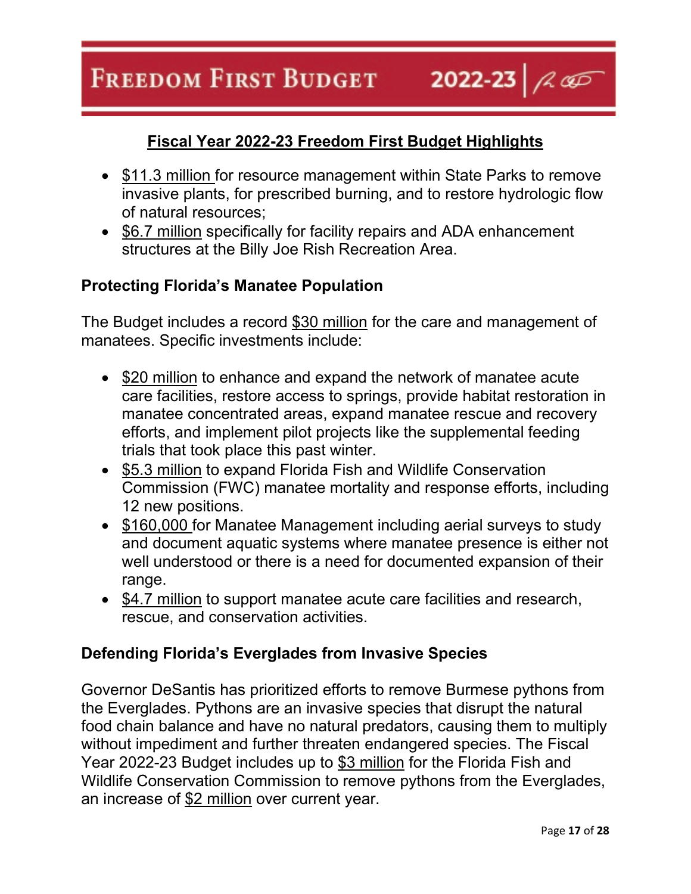## Fiscal Year 2022-23 Freedom First Budget Highlights

- $11.3 million for resource management within State Parks to remove invasive plants, for prescribed burning, and to restore hydrologic flow of natural resources;
- $6.7 million specifically for facility repairs and ADA enhancement structures at the Billy Joe Rish Recreation Area.

### Protecting Florida's Manatee Population

The Budget includes a record $30 million for the care and management of manatees. Specific investments include:

- $20 million to enhance and expand the network of manatee acute care facilities, restore access to springs, provide habitat restoration in manatee concentrated areas, expand manatee rescue and recovery efforts, and implement pilot projects like the supplemental feeding trials that took place this past winter.
- $5.3 million to expand Florida Fish and Wildlife Conservation Commission (FWC) manatee mortality and response efforts, including 12 new positions.
- $160,000 for Manatee Management including aerial surveys to study and document aquatic systems where manatee presence is either not well understood or there is a need for documented expansion of their range.
- $4.7 million to support manatee acute care facilities and research, rescue, and conservation activities.

### Defending Florida's Everglades from Invasive Species

Governor DeSantis has prioritized efforts to remove Burmese pythons from the Everglades. Pythons are an invasive species that disrupt the natural food chain balance and have no natural predators, causing them to multiply without impediment and further threaten endangered species. The Fiscal Year 2022-23 Budget includes up to $3 million for the Florida Fish and Wildlife Conservation Commission to remove pythons from the Everglades, an increase of $2 million over current year.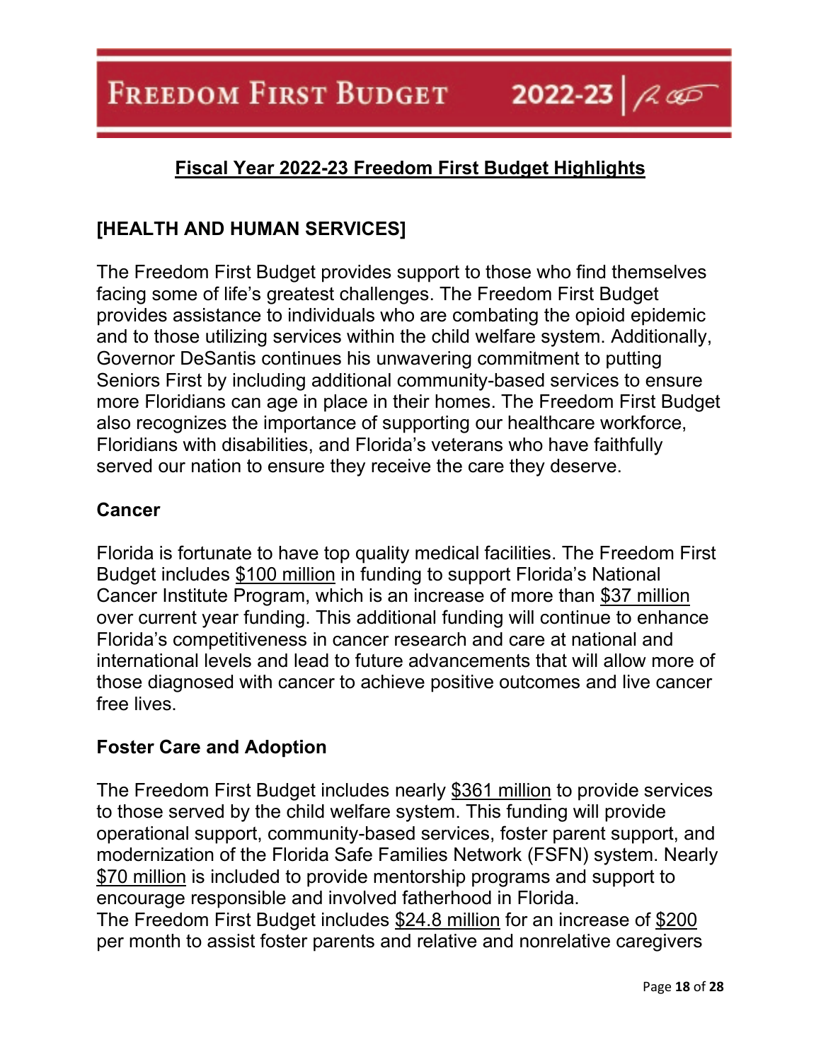## Fiscal Year 2022-23 Freedom First Budget Highlights

### [HEALTH AND HUMAN SERVICES]

The Freedom First Budget provides support to those who find themselves facing some of life's greatest challenges. The Freedom First Budget provides assistance to individuals who are combating the opioid epidemic and to those utilizing services within the child welfare system. Additionally, Governor DeSantis continues his unwavering commitment to putting Seniors First by including additional community-based services to ensure more Floridians can age in place in their homes. The Freedom First Budget also recognizes the importance of supporting our healthcare workforce, Floridians with disabilities, and Florida's veterans who have faithfully served our nation to ensure they receive the care they deserve.

#### Cancer

Florida is fortunate to have top quality medical facilities. The Freedom First Budget includes $100 million in funding to support Florida's National Cancer Institute Program, which is an increase of more than $37 million over current year funding. This additional funding will continue to enhance Florida's competitiveness in cancer research and care at national and international levels and lead to future advancements that will allow more of those diagnosed with cancer to achieve positive outcomes and live cancer free lives.

#### Foster Care and Adoption

The Freedom First Budget includes nearly $361 million to provide services to those served by the child welfare system. This funding will provide operational support, community-based services, foster parent support, and modernization of the Florida Safe Families Network (FSFN) system. Nearly $70 million is included to provide mentorship programs and support to encourage responsible and involved fatherhood in Florida.
The Freedom First Budget includes $24.8 million for an increase of $200 per month to assist foster parents and relative and nonrelative caregivers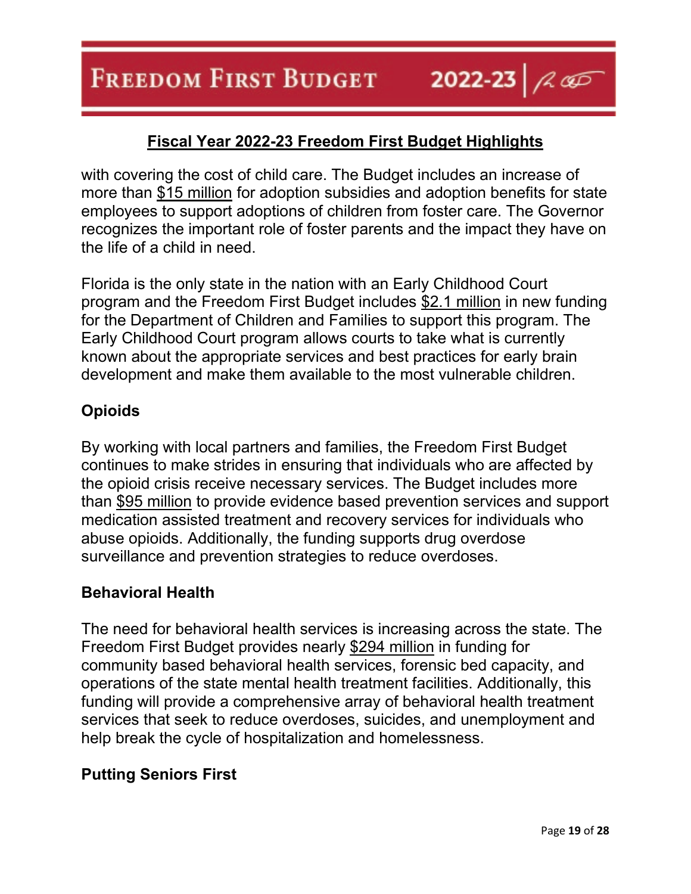with covering the cost of child care. The Budget includes an increase of more than $15 million for adoption subsidies and adoption benefits for state employees to support adoptions of children from foster care. The Governor recognizes the important role of foster parents and the impact they have on the life of a child in need.

Florida is the only state in the nation with an Early Childhood Court program and the Freedom First Budget includes $2.1 million in new funding for the Department of Children and Families to support this program. The Early Childhood Court program allows courts to take what is currently known about the appropriate services and best practices for early brain development and make them available to the most vulnerable children.

## Opioids

By working with local partners and families, the Freedom First Budget continues to make strides in ensuring that individuals who are affected by the opioid crisis receive necessary services. The Budget includes more than $95 million to provide evidence based prevention services and support medication assisted treatment and recovery services for individuals who abuse opioids. Additionally, the funding supports drug overdose surveillance and prevention strategies to reduce overdoses.

## Behavioral Health

The need for behavioral health services is increasing across the state. The Freedom First Budget provides nearly $294 million in funding for community based behavioral health services, forensic bed capacity, and operations of the state mental health treatment facilities. Additionally, this funding will provide a comprehensive array of behavioral health treatment services that seek to reduce overdoses, suicides, and unemployment and help break the cycle of hospitalization and homelessness.

## Putting Seniors First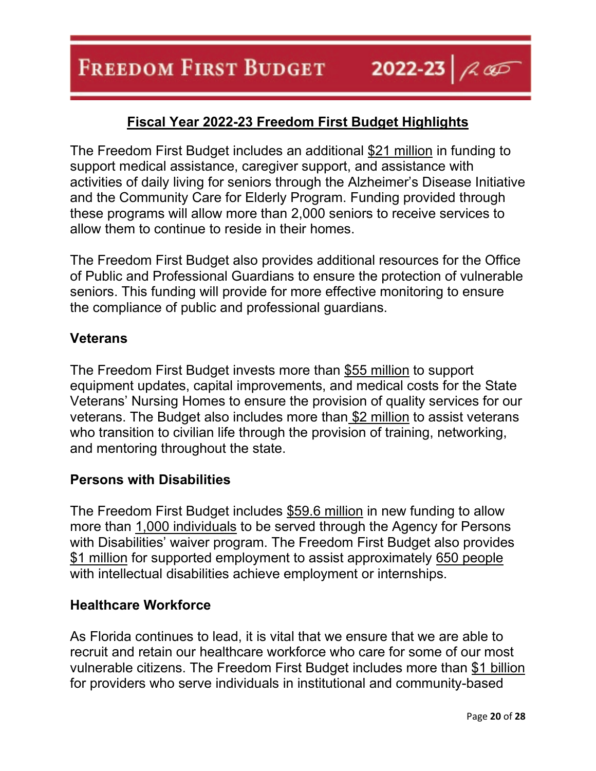## Fiscal Year 2022-23 Freedom First Budget Highlights

The Freedom First Budget includes an additional $21 million in funding to support medical assistance, caregiver support, and assistance with activities of daily living for seniors through the Alzheimer's Disease Initiative and the Community Care for Elderly Program. Funding provided through these programs will allow more than 2,000 seniors to receive services to allow them to continue to reside in their homes.

The Freedom First Budget also provides additional resources for the Office of Public and Professional Guardians to ensure the protection of vulnerable seniors. This funding will provide for more effective monitoring to ensure the compliance of public and professional guardians.

### Veterans

The Freedom First Budget invests more than $55 million to support equipment updates, capital improvements, and medical costs for the State Veterans' Nursing Homes to ensure the provision of quality services for our veterans. The Budget also includes more than $2 million to assist veterans who transition to civilian life through the provision of training, networking, and mentoring throughout the state.

### Persons with Disabilities

The Freedom First Budget includes $59.6 million in new funding to allow more than 1,000 individuals to be served through the Agency for Persons with Disabilities' waiver program. The Freedom First Budget also provides $1 million for supported employment to assist approximately 650 people with intellectual disabilities achieve employment or internships.

### Healthcare Workforce

As Florida continues to lead, it is vital that we ensure that we are able to recruit and retain our healthcare workforce who care for some of our most vulnerable citizens. The Freedom First Budget includes more than $1 billion for providers who serve individuals in institutional and community-based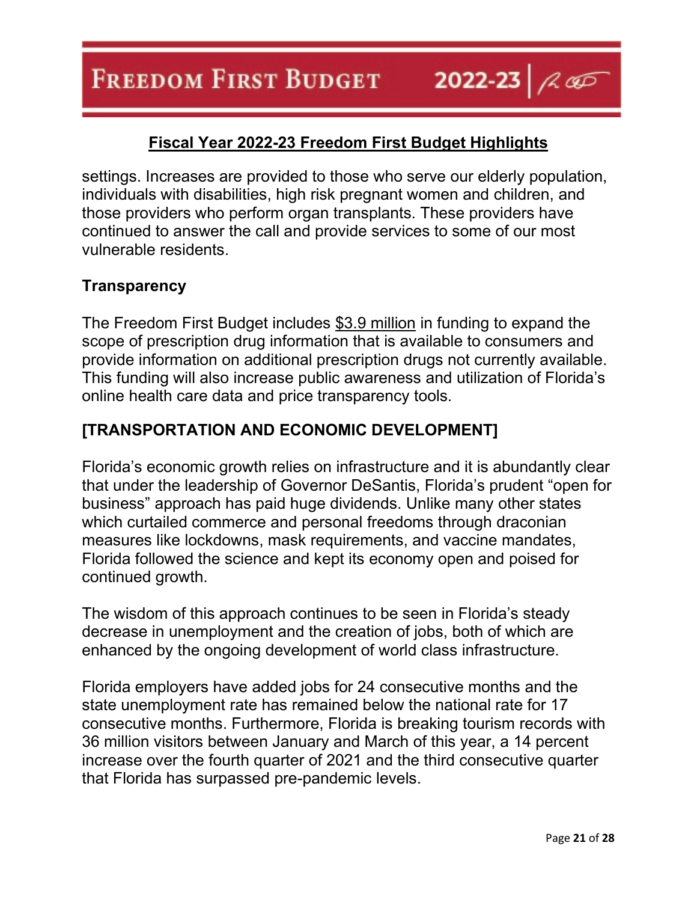settings. Increases are provided to those who serve our elderly population, individuals with disabilities, high risk pregnant women and children, and those providers who perform organ transplants. These providers have continued to answer the call and provide services to some of our most vulnerable residents.

### Transparency

The Freedom First Budget includes $3.9 million in funding to expand the scope of prescription drug information that is available to consumers and provide information on additional prescription drugs not currently available. This funding will also increase public awareness and utilization of Florida's online health care data and price transparency tools.

## [TRANSPORTATION AND ECONOMIC DEVELOPMENT]

Florida's economic growth relies on infrastructure and it is abundantly clear that under the leadership of Governor DeSantis, Florida's prudent "open for business" approach has paid huge dividends. Unlike many other states which curtailed commerce and personal freedoms through draconian measures like lockdowns, mask requirements, and vaccine mandates, Florida followed the science and kept its economy open and poised for continued growth.

The wisdom of this approach continues to be seen in Florida's steady decrease in unemployment and the creation of jobs, both of which are enhanced by the ongoing development of world class infrastructure.

Florida employers have added jobs for 24 consecutive months and the state unemployment rate has remained below the national rate for 17 consecutive months. Furthermore, Florida is breaking tourism records with 36 million visitors between January and March of this year, a 14 percent increase over the fourth quarter of 2021 and the third consecutive quarter that Florida has surpassed pre-pandemic levels.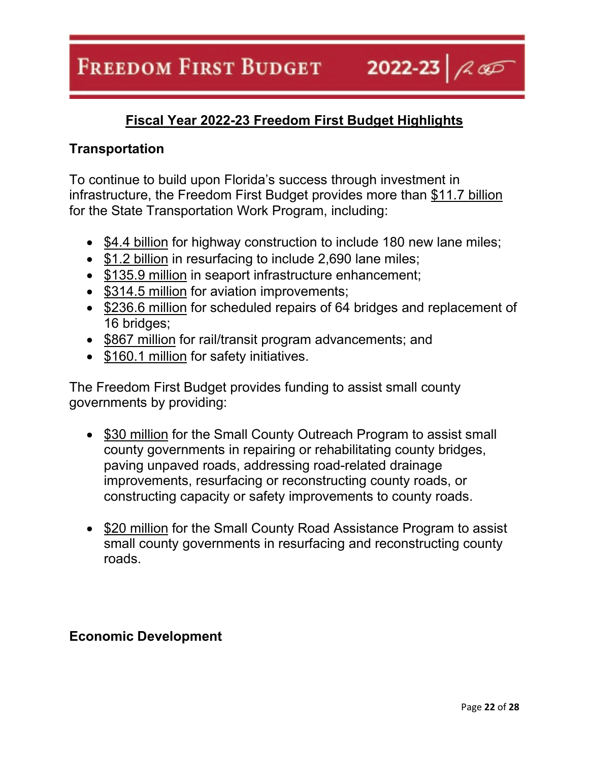## Fiscal Year 2022-23 Freedom First Budget Highlights

### Transportation

To continue to build upon Florida's success through investment in infrastructure, the Freedom First Budget provides more than $11.7 billion for the State Transportation Work Program, including:

- $4.4 billion for highway construction to include 180 new lane miles;
- $1.2 billion in resurfacing to include 2,690 lane miles;
- $135.9 million in seaport infrastructure enhancement;
- $314.5 million for aviation improvements;
- $236.6 million for scheduled repairs of 64 bridges and replacement of 16 bridges;
- $867 million for rail/transit program advancements; and
- $160.1 million for safety initiatives.

The Freedom First Budget provides funding to assist small county governments by providing:

- $30 million for the Small County Outreach Program to assist small county governments in repairing or rehabilitating county bridges, paving unpaved roads, addressing road-related drainage improvements, resurfacing or reconstructing county roads, or constructing capacity or safety improvements to county roads.

- $20 million for the Small County Road Assistance Program to assist small county governments in resurfacing and reconstructing county roads.

### Economic Development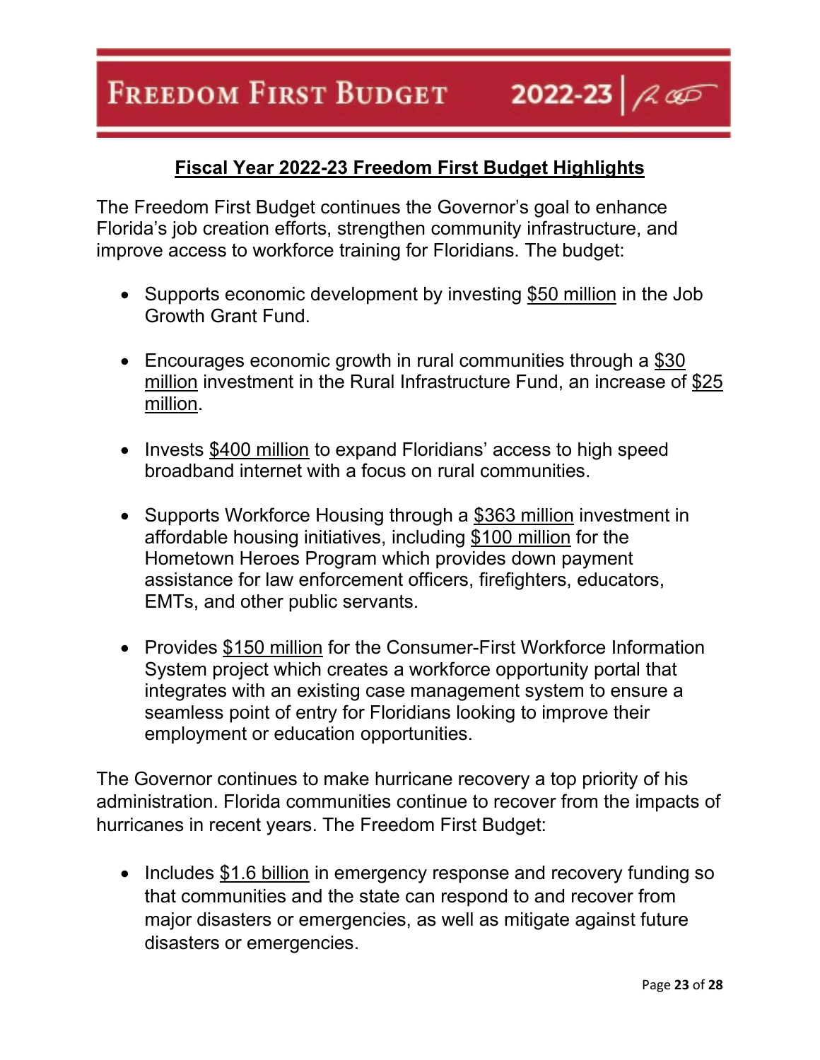## Fiscal Year 2022-23 Freedom First Budget Highlights

The Freedom First Budget continues the Governor's goal to enhance Florida's job creation efforts, strengthen community infrastructure, and improve access to workforce training for Floridians. The budget:

- Supports economic development by investing $50 million in the Job Growth Grant Fund.
- Encourages economic growth in rural communities through a $30 million investment in the Rural Infrastructure Fund, an increase of $25 million.
- Invests $400 million to expand Floridians' access to high speed broadband internet with a focus on rural communities.
- Supports Workforce Housing through a $363 million investment in affordable housing initiatives, including $100 million for the Hometown Heroes Program which provides down payment assistance for law enforcement officers, firefighters, educators, EMTs, and other public servants.
- Provides $150 million for the Consumer-First Workforce Information System project which creates a workforce opportunity portal that integrates with an existing case management system to ensure a seamless point of entry for Floridians looking to improve their employment or education opportunities.

The Governor continues to make hurricane recovery a top priority of his administration. Florida communities continue to recover from the impacts of hurricanes in recent years. The Freedom First Budget:

- Includes $1.6 billion in emergency response and recovery funding so that communities and the state can respond to and recover from major disasters or emergencies, as well as mitigate against future disasters or emergencies.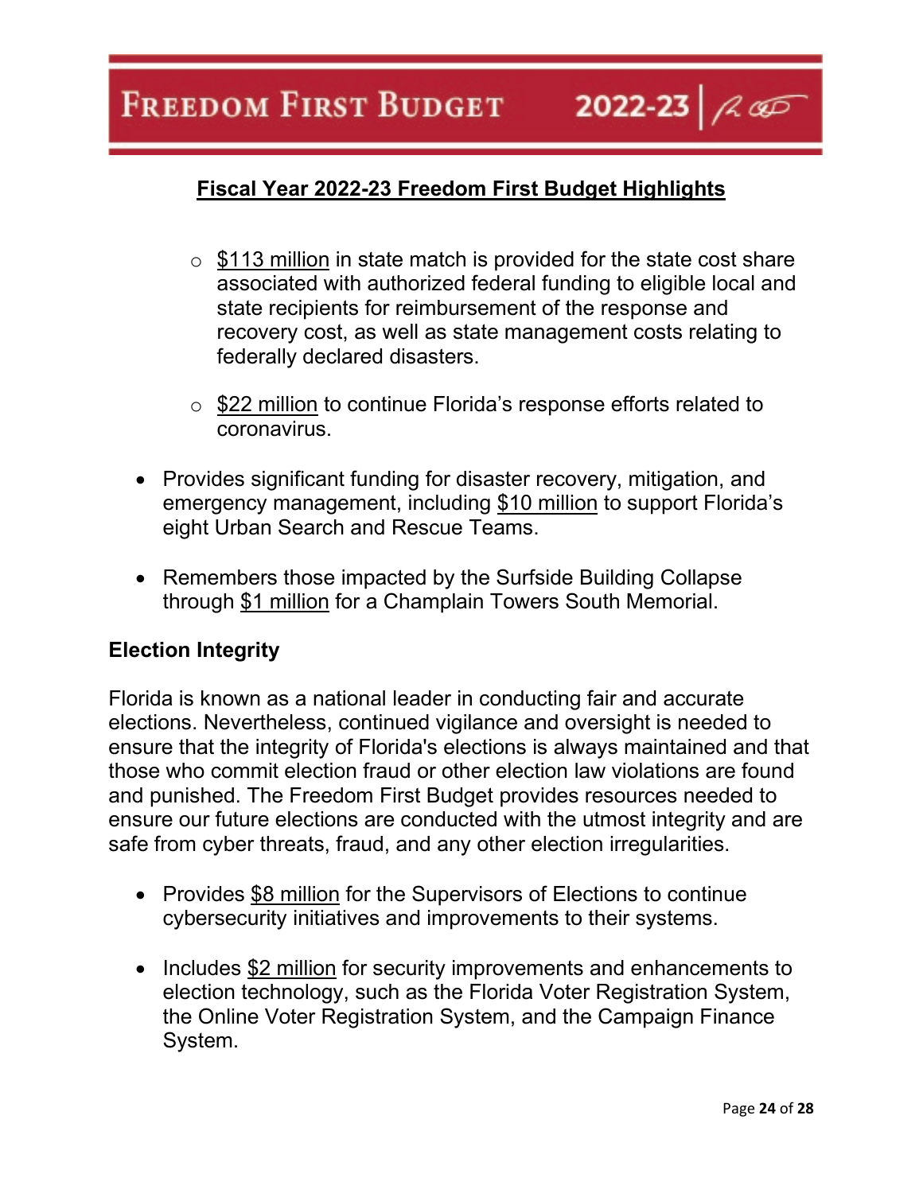**Fiscal Year 2022-23 Freedom First Budget Highlights**

- $113 million in state match is provided for the state cost share associated with authorized federal funding to eligible local and state recipients for reimbursement of the response and recovery cost, as well as state management costs relating to federally declared disasters.

- $22 million to continue Florida's response efforts related to coronavirus.

- Provides significant funding for disaster recovery, mitigation, and emergency management, including $10 million to support Florida's eight Urban Search and Rescue Teams.

- Remembers those impacted by the Surfside Building Collapse through $1 million for a Champlain Towers South Memorial.

## Election Integrity

Florida is known as a national leader in conducting fair and accurate elections. Nevertheless, continued vigilance and oversight is needed to ensure that the integrity of Florida's elections is always maintained and that those who commit election fraud or other election law violations are found and punished. The Freedom First Budget provides resources needed to ensure our future elections are conducted with the utmost integrity and are safe from cyber threats, fraud, and any other election irregularities.

- Provides $8 million for the Supervisors of Elections to continue cybersecurity initiatives and improvements to their systems.

- Includes $2 million for security improvements and enhancements to election technology, such as the Florida Voter Registration System, the Online Voter Registration System, and the Campaign Finance System.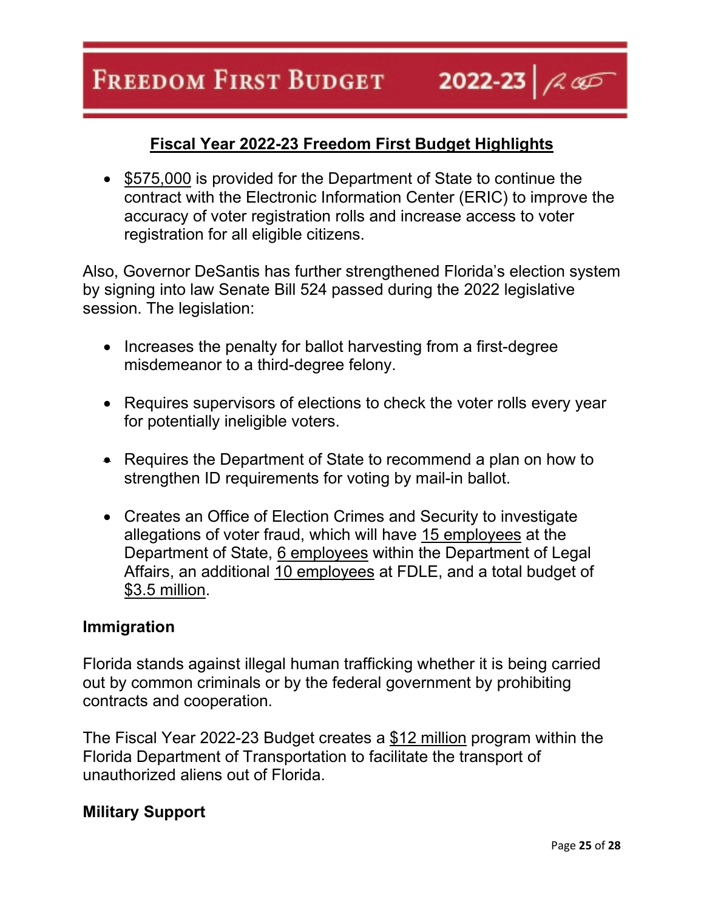## Fiscal Year 2022-23 Freedom First Budget Highlights

- $575,000 is provided for the Department of State to continue the contract with the Electronic Information Center (ERIC) to improve the accuracy of voter registration rolls and increase access to voter registration for all eligible citizens.

Also, Governor DeSantis has further strengthened Florida's election system by signing into law Senate Bill 524 passed during the 2022 legislative session. The legislation:

- Increases the penalty for ballot harvesting from a first-degree misdemeanor to a third-degree felony.

- Requires supervisors of elections to check the voter rolls every year for potentially ineligible voters.

- Requires the Department of State to recommend a plan on how to strengthen ID requirements for voting by mail-in ballot.

- Creates an Office of Election Crimes and Security to investigate allegations of voter fraud, which will have 15 employees at the Department of State, 6 employees within the Department of Legal Affairs, an additional 10 employees at FDLE, and a total budget of $3.5 million.

### Immigration

Florida stands against illegal human trafficking whether it is being carried out by common criminals or by the federal government by prohibiting contracts and cooperation.

The Fiscal Year 2022-23 Budget creates a $12 million program within the Florida Department of Transportation to facilitate the transport of unauthorized aliens out of Florida.

### Military Support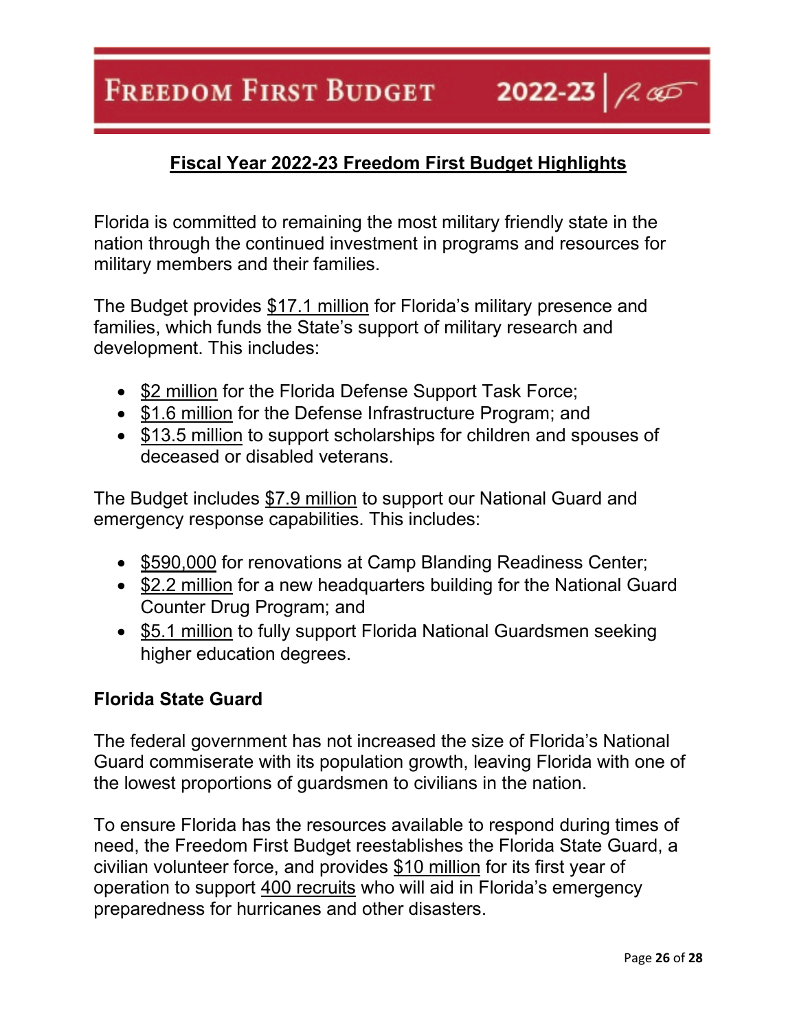## Fiscal Year 2022-23 Freedom First Budget Highlights

Florida is committed to remaining the most military friendly state in the nation through the continued investment in programs and resources for military members and their families.

The Budget provides $17.1 million for Florida's military presence and families, which funds the State's support of military research and development. This includes:

- $2 million for the Florida Defense Support Task Force;
- $1.6 million for the Defense Infrastructure Program; and
- $13.5 million to support scholarships for children and spouses of deceased or disabled veterans.

The Budget includes $7.9 million to support our National Guard and emergency response capabilities. This includes:

- $590,000 for renovations at Camp Blanding Readiness Center;
- $2.2 million for a new headquarters building for the National Guard Counter Drug Program; and
- $5.1 million to fully support Florida National Guardsmen seeking higher education degrees.

**Florida State Guard**

The federal government has not increased the size of Florida's National Guard commiserate with its population growth, leaving Florida with one of the lowest proportions of guardsmen to civilians in the nation.

To ensure Florida has the resources available to respond during times of need, the Freedom First Budget reestablishes the Florida State Guard, a civilian volunteer force, and provides $10 million for its first year of operation to support 400 recruits who will aid in Florida's emergency preparedness for hurricanes and other disasters.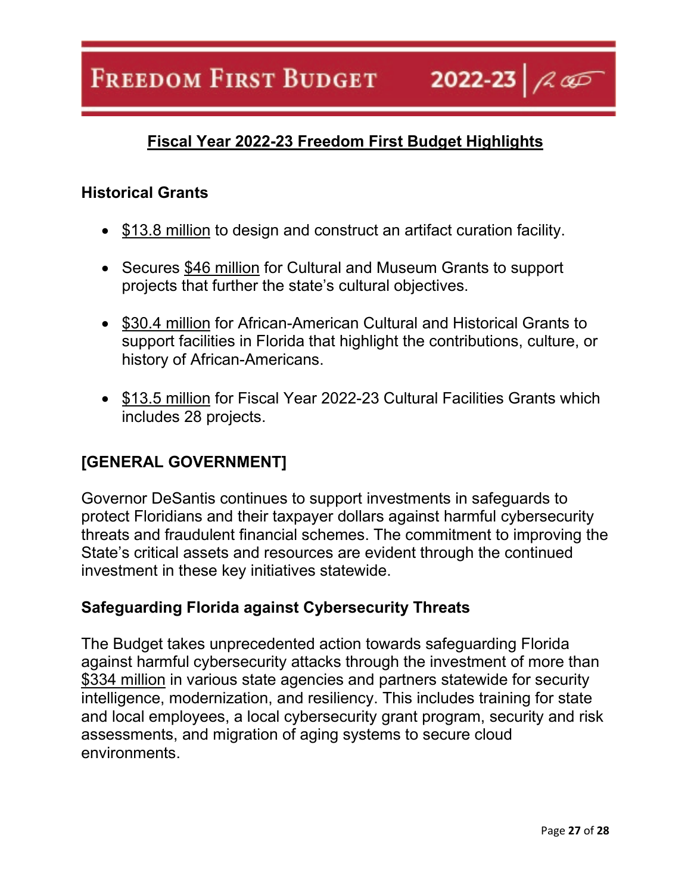## Fiscal Year 2022-23 Freedom First Budget Highlights

### Historical Grants

- $13.8 million to design and construct an artifact curation facility.
- Secures $46 million for Cultural and Museum Grants to support projects that further the state's cultural objectives.
- $30.4 million for African-American Cultural and Historical Grants to support facilities in Florida that highlight the contributions, culture, or history of African-Americans.
- $13.5 million for Fiscal Year 2022-23 Cultural Facilities Grants which includes 28 projects.

## [GENERAL GOVERNMENT]

Governor DeSantis continues to support investments in safeguards to protect Floridians and their taxpayer dollars against harmful cybersecurity threats and fraudulent financial schemes. The commitment to improving the State's critical assets and resources are evident through the continued investment in these key initiatives statewide.

### Safeguarding Florida against Cybersecurity Threats

The Budget takes unprecedented action towards safeguarding Florida against harmful cybersecurity attacks through the investment of more than $334 million in various state agencies and partners statewide for security intelligence, modernization, and resiliency. This includes training for state and local employees, a local cybersecurity grant program, security and risk assessments, and migration of aging systems to secure cloud environments.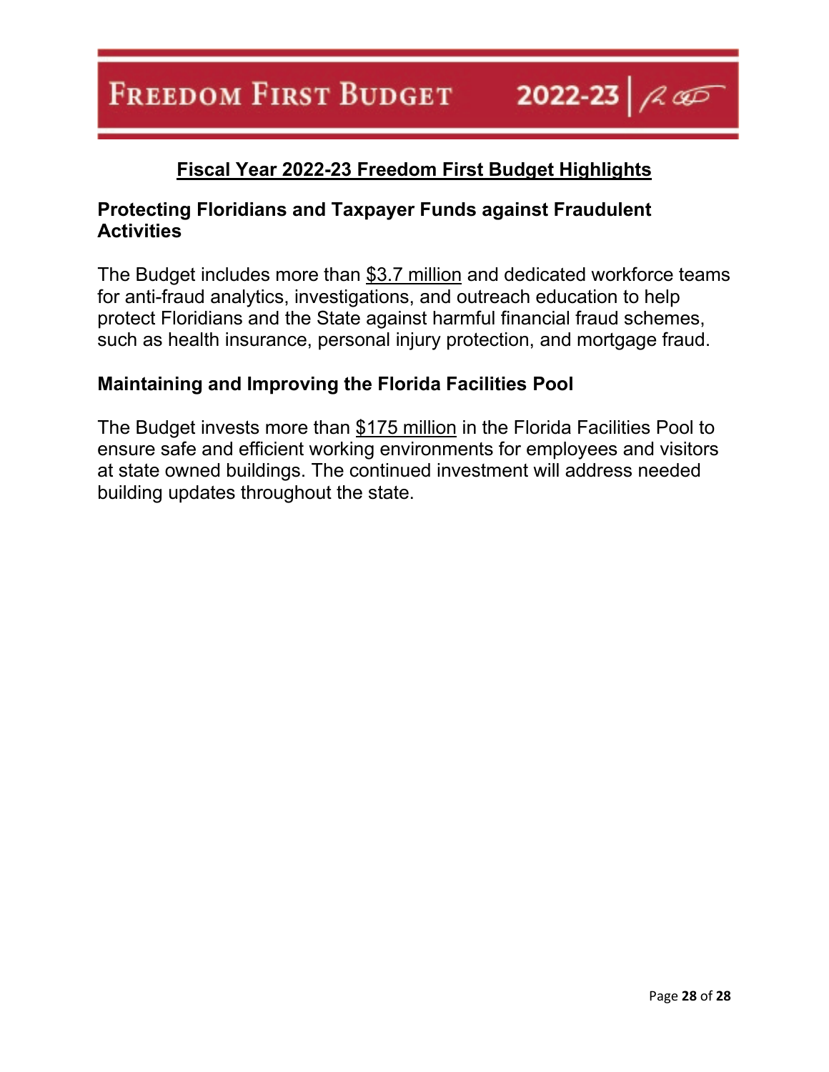## Fiscal Year 2022-23 Freedom First Budget Highlights

### Protecting Floridians and Taxpayer Funds against Fraudulent Activities

The Budget includes more than $3.7 million and dedicated workforce teams for anti-fraud analytics, investigations, and outreach education to help protect Floridians and the State against harmful financial fraud schemes, such as health insurance, personal injury protection, and mortgage fraud.

### Maintaining and Improving the Florida Facilities Pool

The Budget invests more than $175 million in the Florida Facilities Pool to ensure safe and efficient working environments for employees and visitors at state owned buildings. The continued investment will address needed building updates throughout the state.